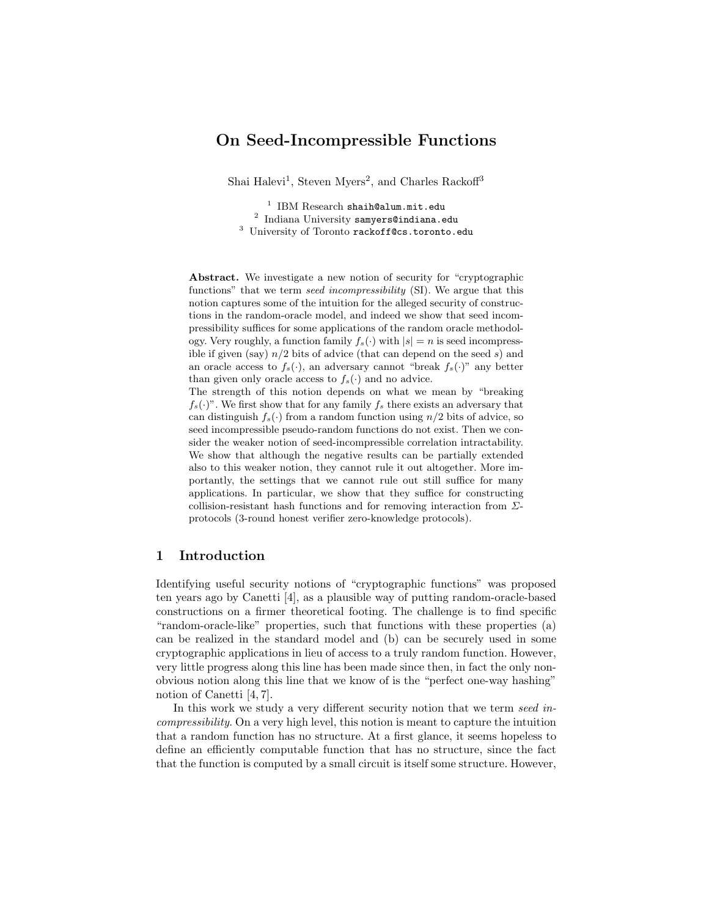# On Seed-Incompressible Functions

Shai Halevi[1], Steven Myers[2], and Charles Rackoff[3]

[1] IBM Research shaih@alum.mit.edu
[2] Indiana University samyers@indiana.edu
[3] University of Toronto rackoff@cs.toronto.edu

**Abstract.** We investigate a new notion of security for "cryptographic functions" that we term *seed incompressibility* (SI). We argue that this notion captures some of the intuition for the alleged security of constructions in the random-oracle model, and indeed we show that seed incompressibility suffices for some applications of the random oracle methodology. Very roughly, a function family $f_s(\cdot)$ with $|s| = n$ is seed incompressible if given (say) $n/2$ bits of advice (that can depend on the seed $s$) and an oracle access to $f_s(\cdot)$, an adversary cannot "break $f_s(\cdot)$" any better than given only oracle access to $f_s(\cdot)$ and no advice.
The strength of this notion depends on what we mean by "breaking $f_s(\cdot)$". We first show that for any family $f_s$ there exists an adversary that can distinguish $f_s(\cdot)$ from a random function using $n/2$ bits of advice, so seed incompressible pseudo-random functions do not exist. Then we consider the weaker notion of seed-incompressible correlation intractability. We show that although the negative results can be partially extended also to this weaker notion, they cannot rule it out altogether. More importantly, the settings that we cannot rule out still suffice for many applications. In particular, we show that they suffice for constructing collision-resistant hash functions and for removing interaction from $\Sigma$-protocols (3-round honest verifier zero-knowledge protocols).

## 1 Introduction

Identifying useful security notions of "cryptographic functions" was proposed ten years ago by Canetti [4], as a plausible way of putting random-oracle-based constructions on a firmer theoretical footing. The challenge is to find specific "random-oracle-like" properties, such that functions with these properties (a) can be realized in the standard model and (b) can be securely used in some cryptographic applications in lieu of access to a truly random function. However, very little progress along this line has been made since then, in fact the only non-obvious notion along this line that we know of is the "perfect one-way hashing" notion of Canetti [4, 7].

In this work we study a very different security notion that we term *seed incompressibility*. On a very high level, this notion is meant to capture the intuition that a random function has no structure. At a first glance, it seems hopeless to define an efficiently computable function that has no structure, since the fact that the function is computed by a small circuit is itself some structure. However,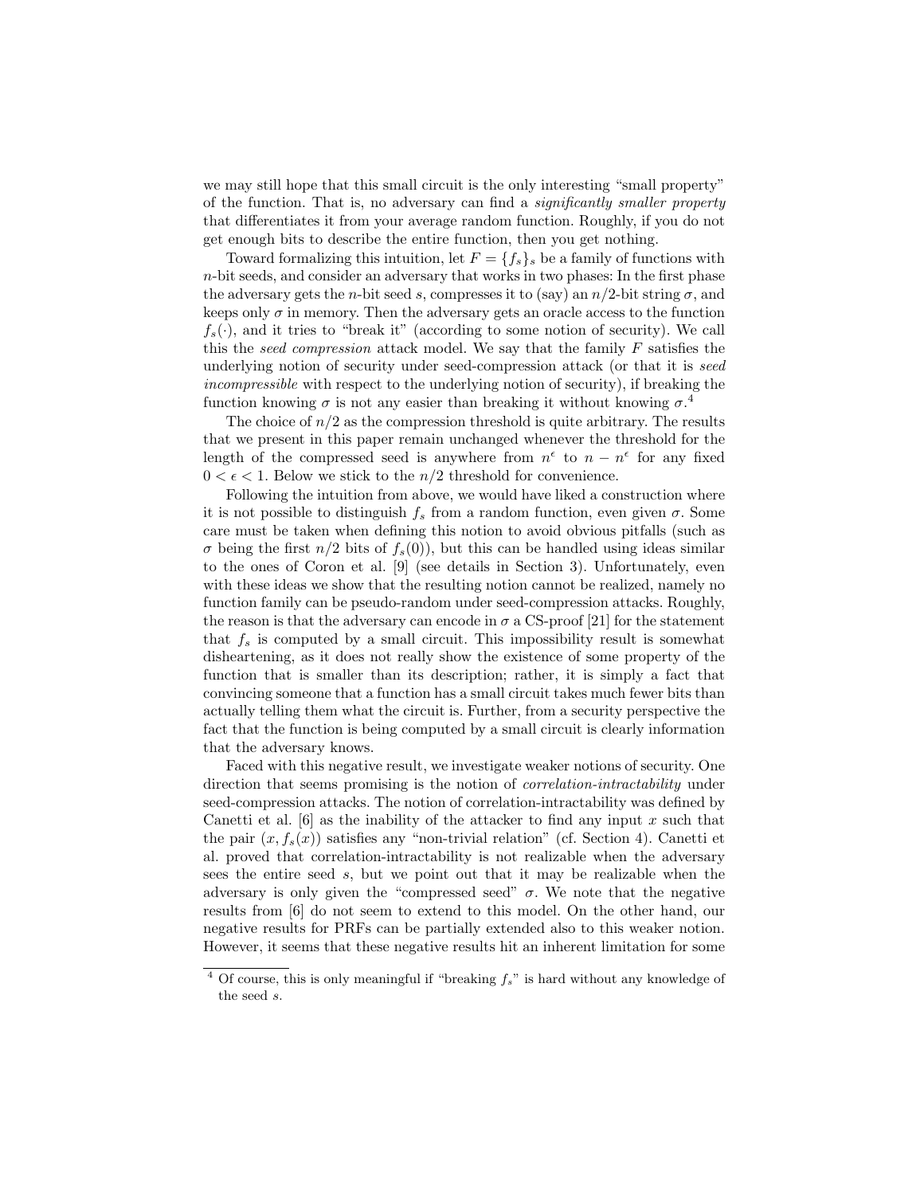we may still hope that this small circuit is the only interesting "small property" of the function. That is, no adversary can find a *significantly smaller property* that differentiates it from your average random function. Roughly, if you do not get enough bits to describe the entire function, then you get nothing.

Toward formalizing this intuition, let $F = \{f_s\}_s$ be a family of functions with $n$-bit seeds, and consider an adversary that works in two phases: In the first phase the adversary gets the $n$-bit seed $s$, compresses it to (say) an $n/2$-bit string $\sigma$, and keeps only $\sigma$ in memory. Then the adversary gets an oracle access to the function $f_s(\cdot)$, and it tries to "break it" (according to some notion of security). We call this the *seed compression* attack model. We say that the family $F$ satisfies the underlying notion of security under seed-compression attack (or that it is *seed incompressible* with respect to the underlying notion of security), if breaking the function knowing $\sigma$ is not any easier than breaking it without knowing $\sigma$.[4]

The choice of $n/2$ as the compression threshold is quite arbitrary. The results that we present in this paper remain unchanged whenever the threshold for the length of the compressed seed is anywhere from $n^\epsilon$ to $n - n^\epsilon$ for any fixed $0 < \epsilon < 1$. Below we stick to the $n/2$ threshold for convenience.

Following the intuition from above, we would have liked a construction where it is not possible to distinguish $f_s$ from a random function, even given $\sigma$. Some care must be taken when defining this notion to avoid obvious pitfalls (such as $\sigma$ being the first $n/2$ bits of $f_s(0)$), but this can be handled using ideas similar to the ones of Coron et al. [9] (see details in Section 3). Unfortunately, even with these ideas we show that the resulting notion cannot be realized, namely no function family can be pseudo-random under seed-compression attacks. Roughly, the reason is that the adversary can encode in $\sigma$ a CS-proof [21] for the statement that $f_s$ is computed by a small circuit. This impossibility result is somewhat disheartening, as it does not really show the existence of some property of the function that is smaller than its description; rather, it is simply a fact that convincing someone that a function has a small circuit takes much fewer bits than actually telling them what the circuit is. Further, from a security perspective the fact that the function is being computed by a small circuit is clearly information that the adversary knows.

Faced with this negative result, we investigate weaker notions of security. One direction that seems promising is the notion of *correlation-intractability* under seed-compression attacks. The notion of correlation-intractability was defined by Canetti et al. [6] as the inability of the attacker to find any input $x$ such that the pair $(x, f_s(x))$ satisfies any "non-trivial relation" (cf. Section 4). Canetti et al. proved that correlation-intractability is not realizable when the adversary sees the entire seed $s$, but we point out that it may be realizable when the adversary is only given the "compressed seed" $\sigma$. We note that the negative results from [6] do not seem to extend to this model. On the other hand, our negative results for PRFs can be partially extended also to this weaker notion. However, it seems that these negative results hit an inherent limitation for some

[4] Of course, this is only meaningful if "breaking $f_s$" is hard without any knowledge of the seed $s$.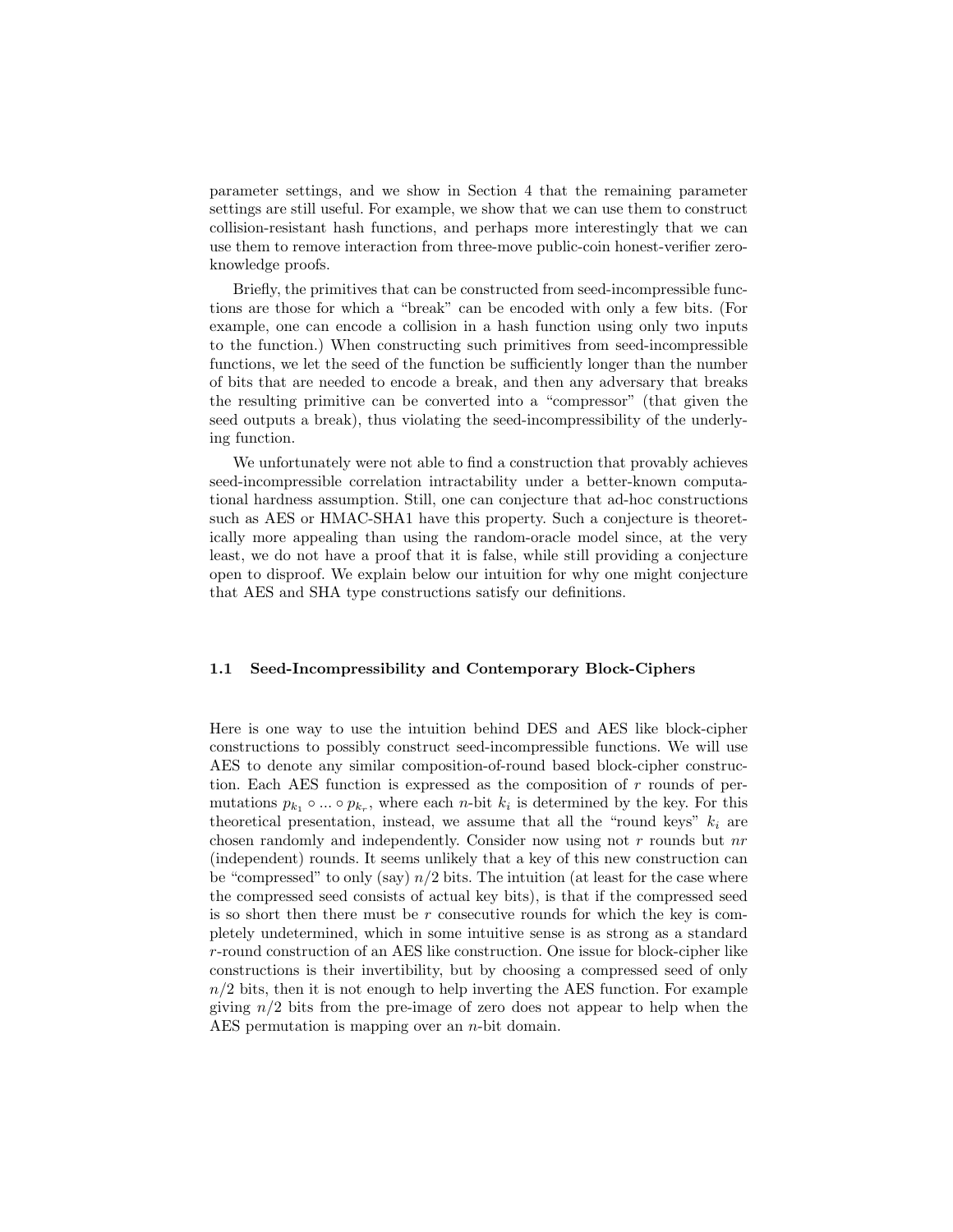parameter settings, and we show in Section 4 that the remaining parameter settings are still useful. For example, we show that we can use them to construct collision-resistant hash functions, and perhaps more interestingly that we can use them to remove interaction from three-move public-coin honest-verifier zero-knowledge proofs.

Briefly, the primitives that can be constructed from seed-incompressible functions are those for which a "break" can be encoded with only a few bits. (For example, one can encode a collision in a hash function using only two inputs to the function.) When constructing such primitives from seed-incompressible functions, we let the seed of the function be sufficiently longer than the number of bits that are needed to encode a break, and then any adversary that breaks the resulting primitive can be converted into a "compressor" (that given the seed outputs a break), thus violating the seed-incompressibility of the underlying function.

We unfortunately were not able to find a construction that provably achieves seed-incompressible correlation intractability under a better-known computational hardness assumption. Still, one can conjecture that ad-hoc constructions such as AES or HMAC-SHA1 have this property. Such a conjecture is theoretically more appealing than using the random-oracle model since, at the very least, we do not have a proof that it is false, while still providing a conjecture open to disproof. We explain below our intuition for why one might conjecture that AES and SHA type constructions satisfy our definitions.

### 1.1 Seed-Incompressibility and Contemporary Block-Ciphers

Here is one way to use the intuition behind DES and AES like block-cipher constructions to possibly construct seed-incompressible functions. We will use AES to denote any similar composition-of-round based block-cipher construction. Each AES function is expressed as the composition of $r$ rounds of permutations $p_{k_1} \circ \ldots \circ p_{k_r}$, where each $n$-bit $k_i$ is determined by the key. For this theoretical presentation, instead, we assume that all the "round keys" $k_i$ are chosen randomly and independently. Consider now using not $r$ rounds but $nr$ (independent) rounds. It seems unlikely that a key of this new construction can be "compressed" to only (say) $n/2$ bits. The intuition (at least for the case where the compressed seed consists of actual key bits), is that if the compressed seed is so short then there must be $r$ consecutive rounds for which the key is completely undetermined, which in some intuitive sense is as strong as a standard $r$-round construction of an AES like construction. One issue for block-cipher like constructions is their invertibility, but by choosing a compressed seed of only $n/2$ bits, then it is not enough to help inverting the AES function. For example giving $n/2$ bits from the pre-image of zero does not appear to help when the AES permutation is mapping over an $n$-bit domain.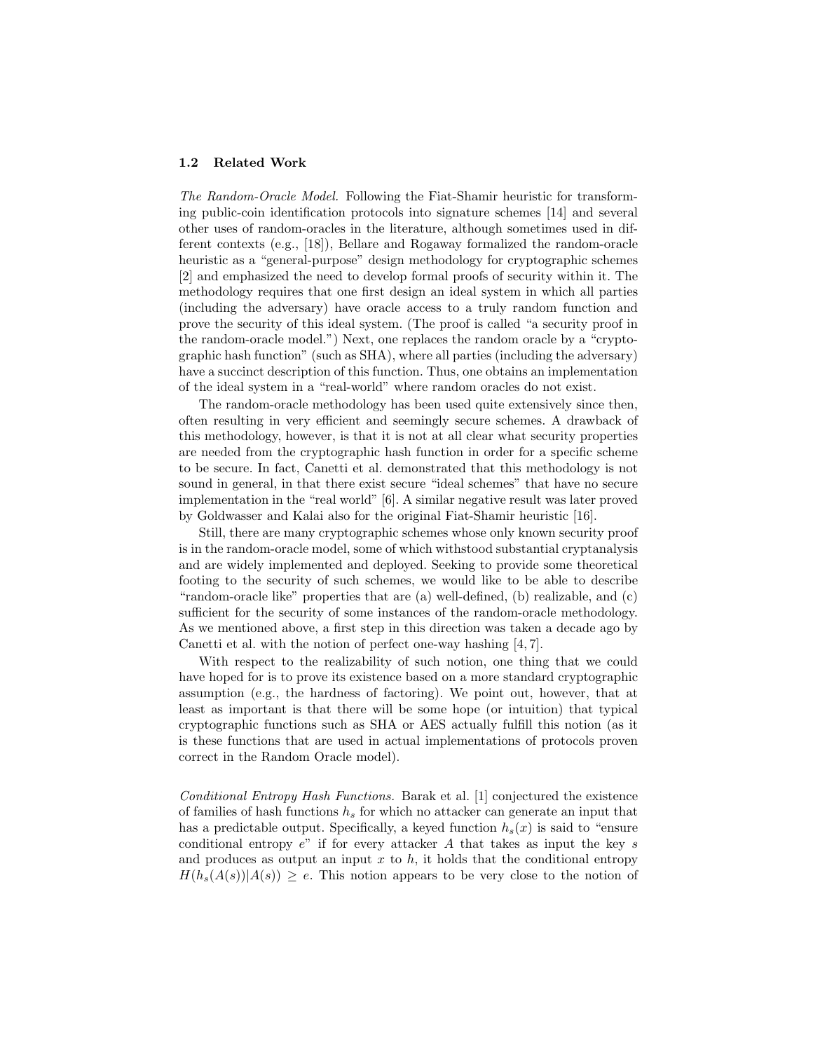### 1.2 Related Work

*The Random-Oracle Model.* Following the Fiat-Shamir heuristic for transforming public-coin identification protocols into signature schemes [14] and several other uses of random-oracles in the literature, although sometimes used in different contexts (e.g., [18]), Bellare and Rogaway formalized the random-oracle heuristic as a "general-purpose" design methodology for cryptographic schemes [2] and emphasized the need to develop formal proofs of security within it. The methodology requires that one first design an ideal system in which all parties (including the adversary) have oracle access to a truly random function and prove the security of this ideal system. (The proof is called "a security proof in the random-oracle model.") Next, one replaces the random oracle by a "cryptographic hash function" (such as SHA), where all parties (including the adversary) have a succinct description of this function. Thus, one obtains an implementation of the ideal system in a "real-world" where random oracles do not exist.

The random-oracle methodology has been used quite extensively since then, often resulting in very efficient and seemingly secure schemes. A drawback of this methodology, however, is that it is not at all clear what security properties are needed from the cryptographic hash function in order for a specific scheme to be secure. In fact, Canetti et al. demonstrated that this methodology is not sound in general, in that there exist secure "ideal schemes" that have no secure implementation in the "real world" [6]. A similar negative result was later proved by Goldwasser and Kalai also for the original Fiat-Shamir heuristic [16].

Still, there are many cryptographic schemes whose only known security proof is in the random-oracle model, some of which withstood substantial cryptanalysis and are widely implemented and deployed. Seeking to provide some theoretical footing to the security of such schemes, we would like to be able to describe "random-oracle like" properties that are (a) well-defined, (b) realizable, and (c) sufficient for the security of some instances of the random-oracle methodology. As we mentioned above, a first step in this direction was taken a decade ago by Canetti et al. with the notion of perfect one-way hashing [4, 7].

With respect to the realizability of such notion, one thing that we could have hoped for is to prove its existence based on a more standard cryptographic assumption (e.g., the hardness of factoring). We point out, however, that at least as important is that there will be some hope (or intuition) that typical cryptographic functions such as SHA or AES actually fulfill this notion (as it is these functions that are used in actual implementations of protocols proven correct in the Random Oracle model).

*Conditional Entropy Hash Functions.* Barak et al. [1] conjectured the existence of families of hash functions $h_s$ for which no attacker can generate an input that has a predictable output. Specifically, a keyed function $h_s(x)$ is said to "ensure conditional entropy $e$" if for every attacker $A$ that takes as input the key $s$ and produces as output an input $x$ to $h$, it holds that the conditional entropy $H(h_s(A(s))|A(s)) \geq e$. This notion appears to be very close to the notion of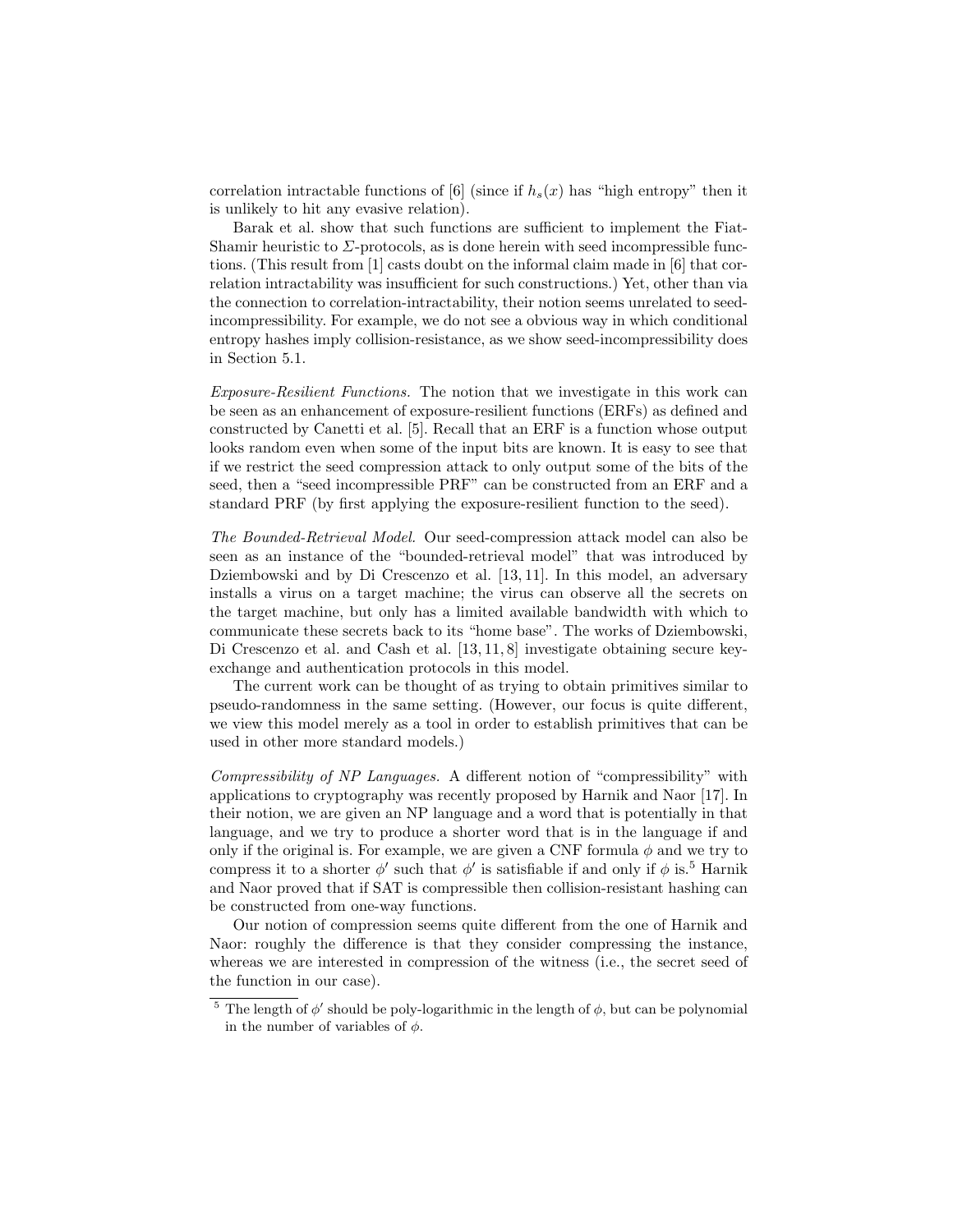correlation intractable functions of [6] (since if $h_s(x)$ has "high entropy" then it is unlikely to hit any evasive relation).

Barak et al. show that such functions are sufficient to implement the Fiat-Shamir heuristic to $\Sigma$-protocols, as is done herein with seed incompressible functions. (This result from [1] casts doubt on the informal claim made in [6] that correlation intractability was insufficient for such constructions.) Yet, other than via the connection to correlation-intractability, their notion seems unrelated to seed-incompressibility. For example, we do not see a obvious way in which conditional entropy hashes imply collision-resistance, as we show seed-incompressibility does in Section 5.1.

*Exposure-Resilient Functions.* The notion that we investigate in this work can be seen as an enhancement of exposure-resilient functions (ERFs) as defined and constructed by Canetti et al. [5]. Recall that an ERF is a function whose output looks random even when some of the input bits are known. It is easy to see that if we restrict the seed compression attack to only output some of the bits of the seed, then a "seed incompressible PRF" can be constructed from an ERF and a standard PRF (by first applying the exposure-resilient function to the seed).

*The Bounded-Retrieval Model.* Our seed-compression attack model can also be seen as an instance of the "bounded-retrieval model" that was introduced by Dziembowski and by Di Crescenzo et al. [13, 11]. In this model, an adversary installs a virus on a target machine; the virus can observe all the secrets on the target machine, but only has a limited available bandwidth with which to communicate these secrets back to its "home base". The works of Dziembowski, Di Crescenzo et al. and Cash et al. [13, 11, 8] investigate obtaining secure key-exchange and authentication protocols in this model.

The current work can be thought of as trying to obtain primitives similar to pseudo-randomness in the same setting. (However, our focus is quite different, we view this model merely as a tool in order to establish primitives that can be used in other more standard models.)

*Compressibility of NP Languages.* A different notion of "compressibility" with applications to cryptography was recently proposed by Harnik and Naor [17]. In their notion, we are given an NP language and a word that is potentially in that language, and we try to produce a shorter word that is in the language if and only if the original is. For example, we are given a CNF formula $\phi$ and we try to compress it to a shorter $\phi'$ such that $\phi'$ is satisfiable if and only if $\phi$ is.[5] Harnik and Naor proved that if SAT is compressible then collision-resistant hashing can be constructed from one-way functions.

Our notion of compression seems quite different from the one of Harnik and Naor: roughly the difference is that they consider compressing the instance, whereas we are interested in compression of the witness (i.e., the secret seed of the function in our case).

[5] The length of $\phi'$ should be poly-logarithmic in the length of $\phi$, but can be polynomial in the number of variables of $\phi$.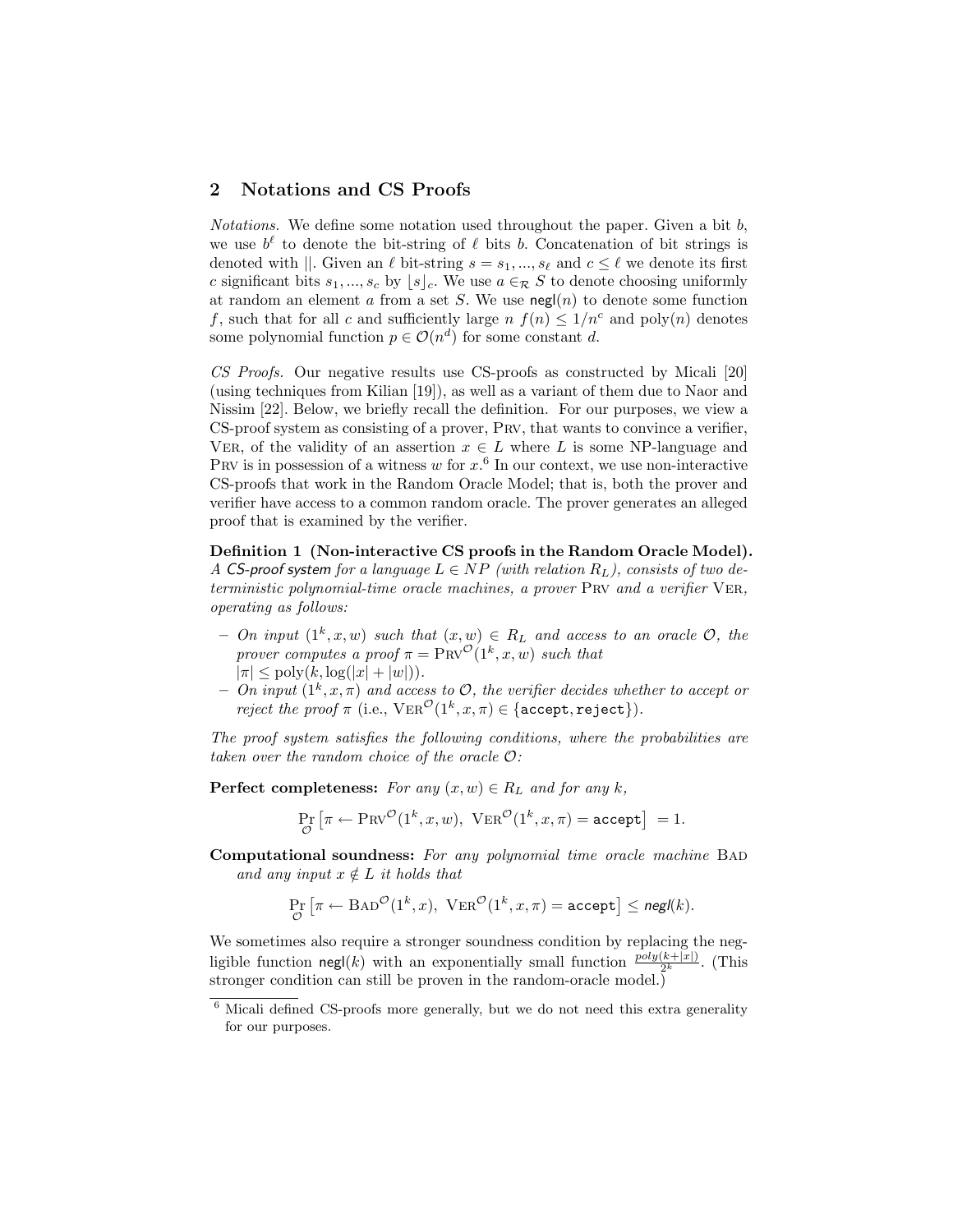## 2 Notations and CS Proofs

*Notations.* We define some notation used throughout the paper. Given a bit $b$, we use $b^\ell$ to denote the bit-string of $\ell$ bits $b$. Concatenation of bit strings is denoted with $||$. Given an $\ell$ bit-string $s = s_1, ..., s_\ell$ and $c \leq \ell$ we denote its first $c$ significant bits $s_1, ..., s_c$ by $\lfloor s \rfloor_c$. We use $a \in_{\mathcal{R}} S$ to denote choosing uniformly at random an element $a$ from a set $S$. We use $\mathsf{negl}(n)$ to denote some function $f$, such that for all $c$ and sufficiently large $n$ $f(n) \leq 1/n^c$ and $\text{poly}(n)$ denotes some polynomial function $p \in \mathcal{O}(n^d)$ for some constant $d$.

*CS Proofs.* Our negative results use CS-proofs as constructed by Micali [20] (using techniques from Kilian [19]), as well as a variant of them due to Naor and Nissim [22]. Below, we briefly recall the definition. For our purposes, we view a CS-proof system as consisting of a prover, Prv, that wants to convince a verifier, Ver, of the validity of an assertion $x \in L$ where $L$ is some NP-language and Prv is in possession of a witness $w$ for $x$.[6] In our context, we use non-interactive CS-proofs that work in the Random Oracle Model; that is, both the prover and verifier have access to a common random oracle. The prover generates an alleged proof that is examined by the verifier.

**Definition 1 (Non-interactive CS proofs in the Random Oracle Model).** *A CS-proof system for a language $L \in NP$ (with relation $R_L$), consists of two deterministic polynomial-time oracle machines, a prover* Prv *and a verifier* Ver*, operating as follows:*

- *On input $(1^k, x, w)$ such that $(x, w) \in R_L$ and access to an oracle $\mathcal{O}$, the prover computes a proof $\pi = \text{Prv}^{\mathcal{O}}(1^k, x, w)$ such that $|\pi| \leq \text{poly}(k, \log(|x| + |w|))$.*
- *On input $(1^k, x, \pi)$ and access to $\mathcal{O}$, the verifier decides whether to accept or reject the proof $\pi$ (i.e., $\text{Ver}^{\mathcal{O}}(1^k, x, \pi) \in \{\texttt{accept}, \texttt{reject}\}$).*

*The proof system satisfies the following conditions, where the probabilities are taken over the random choice of the oracle $\mathcal{O}$:*

**Perfect completeness:** *For any $(x, w) \in R_L$ and for any $k$,*

$$\Pr_{\mathcal{O}}\left[\pi \leftarrow \text{Prv}^{\mathcal{O}}(1^k, x, w),\ \text{Ver}^{\mathcal{O}}(1^k, x, \pi) = \texttt{accept}\right] = 1.$$

**Computational soundness:** *For any polynomial time oracle machine* Bad *and any input $x \notin L$ it holds that*

$$\Pr_{\mathcal{O}}\left[\pi \leftarrow \text{Bad}^{\mathcal{O}}(1^k, x),\ \text{Ver}^{\mathcal{O}}(1^k, x, \pi) = \texttt{accept}\right] \leq \mathsf{negl}(k).$$

We sometimes also require a stronger soundness condition by replacing the negligible function $\mathsf{negl}(k)$ with an exponentially small function $\frac{poly(k+|x|)}{2^k}$. (This stronger condition can still be proven in the random-oracle model.)

[6] Micali defined CS-proofs more generally, but we do not need this extra generality for our purposes.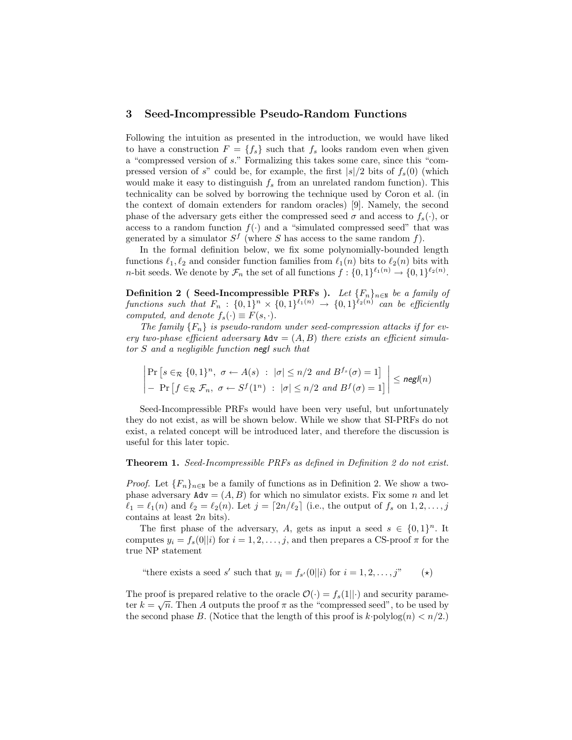## 3 Seed-Incompressible Pseudo-Random Functions

Following the intuition as presented in the introduction, we would have liked to have a construction $F = \{f_s\}$ such that $f_s$ looks random even when given a "compressed version of $s$." Formalizing this takes some care, since this "compressed version of $s$" could be, for example, the first $|s|/2$ bits of $f_s(0)$ (which would make it easy to distinguish $f_s$ from an unrelated random function). This technicality can be solved by borrowing the technique used by Coron et al. (in the context of domain extenders for random oracles) [9]. Namely, the second phase of the adversary gets either the compressed seed $\sigma$ and access to $f_s(\cdot)$, or access to a random function $f(\cdot)$ and a "simulated compressed seed" that was generated by a simulator $S^f$ (where $S$ has access to the same random $f$).

In the formal definition below, we fix some polynomially-bounded length functions $\ell_1, \ell_2$ and consider function families from $\ell_1(n)$ bits to $\ell_2(n)$ bits with $n$-bit seeds. We denote by $\mathcal{F}_n$ the set of all functions $f : \{0,1\}^{\ell_1(n)} \to \{0,1\}^{\ell_2(n)}$.

**Definition 2 ( Seed-Incompressible PRFs ).** *Let $\{F_n\}_{n\in\mathbb{N}}$ be a family of functions such that $F_n : \{0,1\}^n \times \{0,1\}^{\ell_1(n)} \to \{0,1\}^{\ell_2(n)}$ can be efficiently computed, and denote $f_s(\cdot) \equiv F(s, \cdot)$.*

*The family $\{F_n\}$ is pseudo-random under seed-compression attacks if for every two-phase efficient adversary $\texttt{Adv} = (A, B)$ there exists an efficient simulator $S$ and a negligible function $\textsf{negl}$ such that*

$$\left| \begin{array}{l} \Pr\left[s \in_{\mathcal{R}} \{0,1\}^n,\ \sigma \leftarrow A(s)\ :\ |\sigma| \leq n/2 \text{ and } B^{f_s}(\sigma) = 1\right] \\ -\ \Pr\left[f \in_{\mathcal{R}} \mathcal{F}_n,\ \sigma \leftarrow S^f(1^n)\ :\ |\sigma| \leq n/2 \text{ and } B^{f}(\sigma) = 1\right] \end{array} \right| \leq \textsf{negl}(n)$$

Seed-Incompressible PRFs would have been very useful, but unfortunately they do not exist, as will be shown below. While we show that SI-PRFs do not exist, a related concept will be introduced later, and therefore the discussion is useful for this later topic.

**Theorem 1.** *Seed-Incompressible PRFs as defined in Definition 2 do not exist.*

*Proof.* Let $\{F_n\}_{n\in\mathbb{N}}$ be a family of functions as in Definition 2. We show a two-phase adversary $\texttt{Adv} = (A, B)$ for which no simulator exists. Fix some $n$ and let $\ell_1 = \ell_1(n)$ and $\ell_2 = \ell_2(n)$. Let $j = \lceil 2n/\ell_2 \rceil$ (i.e., the output of $f_s$ on $1, 2, \ldots, j$ contains at least $2n$ bits).

The first phase of the adversary, $A$, gets as input a seed $s \in \{0,1\}^n$. It computes $y_i = f_s(0||i)$ for $i = 1, 2, \ldots, j$, and then prepares a CS-proof $\pi$ for the true NP statement

$$\text{"there exists a seed } s' \text{ such that } y_i = f_{s'}(0||i) \text{ for } i = 1, 2, \ldots, j\text{"} \qquad (\star)$$

The proof is prepared relative to the oracle $\mathcal{O}(\cdot) = f_s(1||\cdot)$ and security parameter $k = \sqrt{n}$. Then $A$ outputs the proof $\pi$ as the "compressed seed", to be used by the second phase $B$. (Notice that the length of this proof is $k{\cdot}\text{polylog}(n) < n/2$.)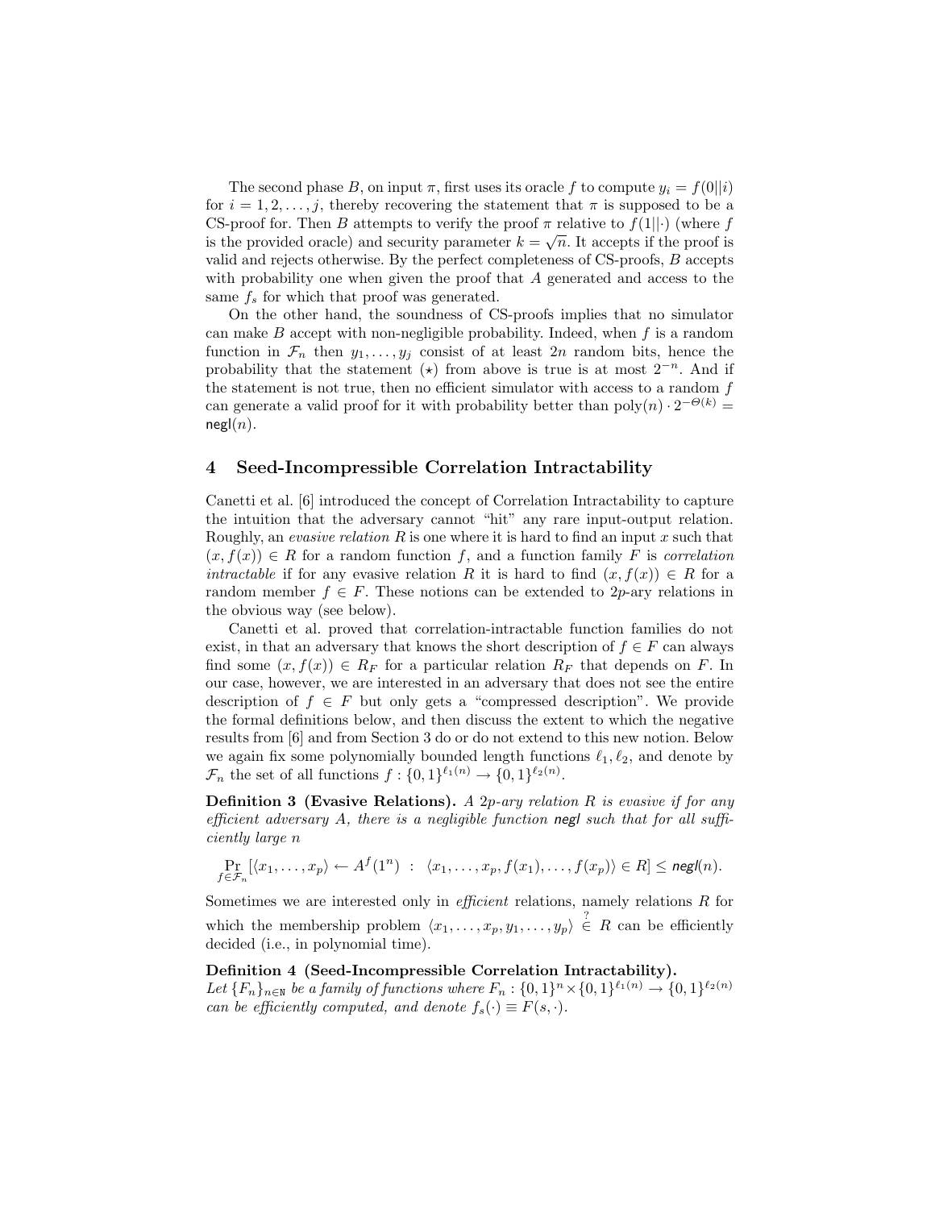The second phase $B$, on input $\pi$, first uses its oracle $f$ to compute $y_i = f(0||i)$ for $i = 1, 2, \ldots, j$, thereby recovering the statement that $\pi$ is supposed to be a CS-proof for. Then $B$ attempts to verify the proof $\pi$ relative to $f(1||\cdot)$ (where $f$ is the provided oracle) and security parameter $k = \sqrt{n}$. It accepts if the proof is valid and rejects otherwise. By the perfect completeness of CS-proofs, $B$ accepts with probability one when given the proof that $A$ generated and access to the same $f_s$ for which that proof was generated.

On the other hand, the soundness of CS-proofs implies that no simulator can make $B$ accept with non-negligible probability. Indeed, when $f$ is a random function in $\mathcal{F}_n$ then $y_1, \ldots, y_j$ consist of at least $2n$ random bits, hence the probability that the statement $(\star)$ from above is true is at most $2^{-n}$. And if the statement is not true, then no efficient simulator with access to a random $f$ can generate a valid proof for it with probability better than $\text{poly}(n) \cdot 2^{-\Theta(k)} = \mathsf{negl}(n)$.

## 4 Seed-Incompressible Correlation Intractability

Canetti et al. [6] introduced the concept of Correlation Intractability to capture the intuition that the adversary cannot "hit" any rare input-output relation. Roughly, an *evasive relation* $R$ is one where it is hard to find an input $x$ such that $(x, f(x)) \in R$ for a random function $f$, and a function family $F$ is *correlation intractable* if for any evasive relation $R$ it is hard to find $(x, f(x)) \in R$ for a random member $f \in F$. These notions can be extended to $2p$-ary relations in the obvious way (see below).

Canetti et al. proved that correlation-intractable function families do not exist, in that an adversary that knows the short description of $f \in F$ can always find some $(x, f(x)) \in R_F$ for a particular relation $R_F$ that depends on $F$. In our case, however, we are interested in an adversary that does not see the entire description of $f \in F$ but only gets a "compressed description". We provide the formal definitions below, and then discuss the extent to which the negative results from [6] and from Section 3 do or do not extend to this new notion. Below we again fix some polynomially bounded length functions $\ell_1, \ell_2$, and denote by $\mathcal{F}_n$ the set of all functions $f : \{0,1\}^{\ell_1(n)} \to \{0,1\}^{\ell_2(n)}$.

**Definition 3 (Evasive Relations).** *A $2p$-ary relation $R$ is evasive if for any efficient adversary $A$, there is a negligible function $\mathsf{negl}$ such that for all sufficiently large $n$*

$$\Pr_{f \in \mathcal{F}_n}[\langle x_1, \ldots, x_p \rangle \leftarrow A^f(1^n) \ : \ \langle x_1, \ldots, x_p, f(x_1), \ldots, f(x_p) \rangle \in R] \leq \mathsf{negl}(n).$$

Sometimes we are interested only in *efficient* relations, namely relations $R$ for which the membership problem $\langle x_1, \ldots, x_p, y_1, \ldots, y_p \rangle \overset{?}{\in} R$ can be efficiently decided (i.e., in polynomial time).

**Definition 4 (Seed-Incompressible Correlation Intractability).** *Let $\{F_n\}_{n \in \mathbb{N}}$ be a family of functions where $F_n : \{0,1\}^n \times \{0,1\}^{\ell_1(n)} \to \{0,1\}^{\ell_2(n)}$ can be efficiently computed, and denote $f_s(\cdot) \equiv F(s, \cdot)$.*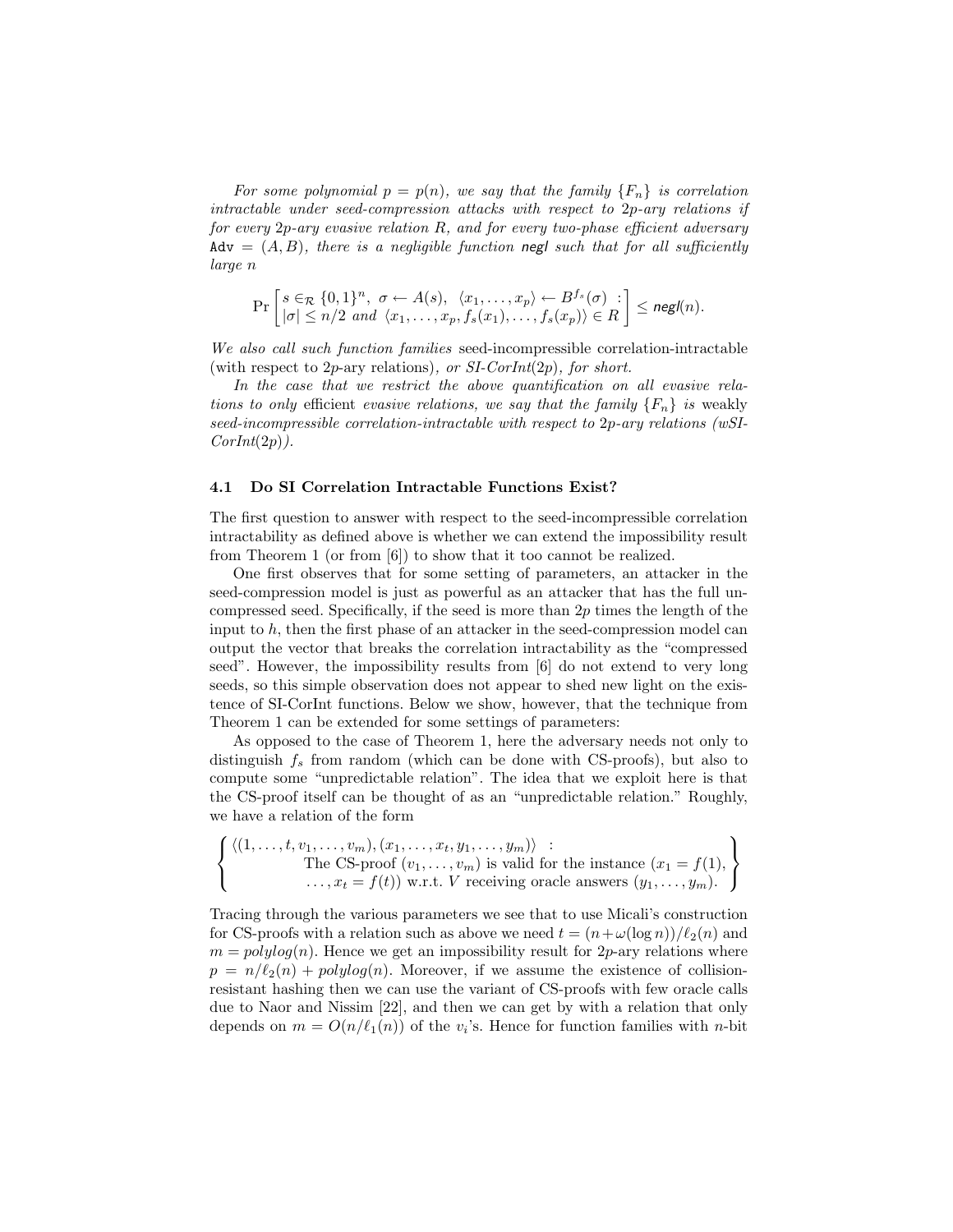*For some polynomial $p = p(n)$, we say that the family $\{F_n\}$ is correlation intractable under seed-compression attacks with respect to $2p$-ary relations if for every $2p$-ary evasive relation $R$, and for every two-phase efficient adversary* $\mathtt{Adv} = (A, B)$*, there is a negligible function* $\mathsf{negl}$ *such that for all sufficiently large $n$*

$$\Pr\left[\begin{array}{l} s \in_{\mathcal{R}} \{0,1\}^n,\ \sigma \leftarrow A(s),\ \langle x_1, \ldots, x_p\rangle \leftarrow B^{f_s}(\sigma)\ : \\ |\sigma| \leq n/2 \text{ and } \langle x_1, \ldots, x_p, f_s(x_1), \ldots, f_s(x_p)\rangle \in R \end{array}\right] \leq \mathsf{negl}(n).$$

*We also call such function families* seed-incompressible correlation-intractable (with respect to $2p$-ary relations)*, or SI-CorInt($2p$), for short.*

*In the case that we restrict the above quantification on all evasive relations to only* efficient *evasive relations, we say that the family $\{F_n\}$ is* weakly seed-incompressible correlation-intractable with respect to $2p$-ary relations (wSI-CorInt($2p$))*.*

### 4.1 Do SI Correlation Intractable Functions Exist?

The first question to answer with respect to the seed-incompressible correlation intractability as defined above is whether we can extend the impossibility result from Theorem 1 (or from [6]) to show that it too cannot be realized.

One first observes that for some setting of parameters, an attacker in the seed-compression model is just as powerful as an attacker that has the full uncompressed seed. Specifically, if the seed is more than $2p$ times the length of the input to $h$, then the first phase of an attacker in the seed-compression model can output the vector that breaks the correlation intractability as the "compressed seed". However, the impossibility results from [6] do not extend to very long seeds, so this simple observation does not appear to shed new light on the existence of SI-CorInt functions. Below we show, however, that the technique from Theorem 1 can be extended for some settings of parameters:

As opposed to the case of Theorem 1, here the adversary needs not only to distinguish $f_s$ from random (which can be done with CS-proofs), but also to compute some "unpredictable relation". The idea that we exploit here is that the CS-proof itself can be thought of as an "unpredictable relation." Roughly, we have a relation of the form

$$\left\{\begin{array}{l} \langle (1, \ldots, t, v_1, \ldots, v_m), (x_1, \ldots, x_t, y_1, \ldots, y_m)\rangle \ : \\ \qquad\qquad \text{The CS-proof } (v_1, \ldots, v_m) \text{ is valid for the instance } (x_1 = f(1), \\ \qquad\qquad \ldots, x_t = f(t)) \text{ w.r.t. } V \text{ receiving oracle answers } (y_1, \ldots, y_m). \end{array}\right\}$$

Tracing through the various parameters we see that to use Micali's construction for CS-proofs with a relation such as above we need $t = (n + \omega(\log n))/\ell_2(n)$ and $m = polylog(n)$. Hence we get an impossibility result for $2p$-ary relations where $p = n/\ell_2(n) + polylog(n)$. Moreover, if we assume the existence of collision-resistant hashing then we can use the variant of CS-proofs with few oracle calls due to Naor and Nissim [22], and then we can get by with a relation that only depends on $m = O(n/\ell_1(n))$ of the $v_i$'s. Hence for function families with $n$-bit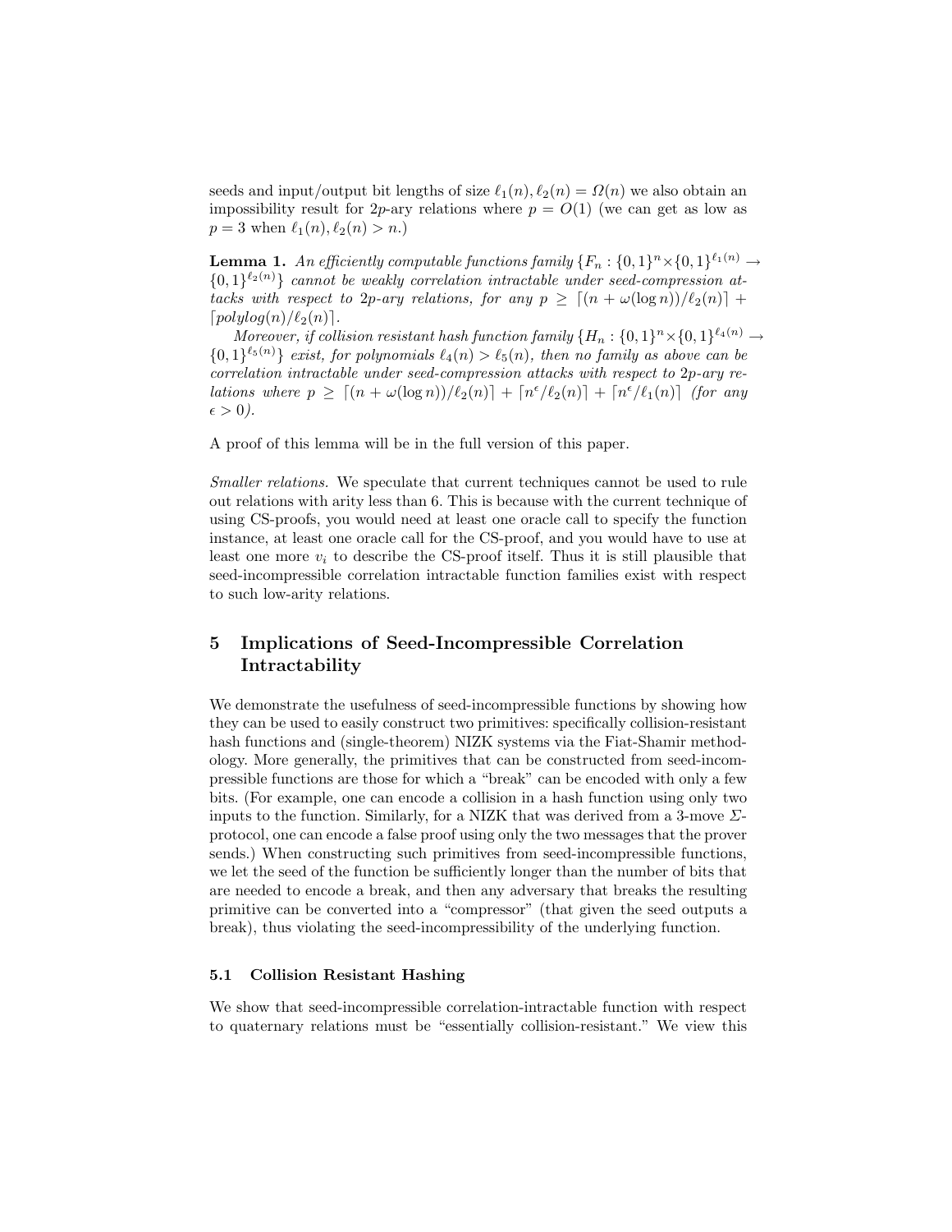seeds and input/output bit lengths of size $\ell_1(n), \ell_2(n) = \Omega(n)$ we also obtain an impossibility result for $2p$-ary relations where $p = O(1)$ (we can get as low as $p = 3$ when $\ell_1(n), \ell_2(n) > n$.)

**Lemma 1.** *An efficiently computable functions family $\{F_n : \{0,1\}^n \times \{0,1\}^{\ell_1(n)} \to \{0,1\}^{\ell_2(n)}\}$ cannot be weakly correlation intractable under seed-compression attacks with respect to $2p$-ary relations, for any $p \geq \lceil (n + \omega(\log n))/\ell_2(n) \rceil + \lceil polylog(n)/\ell_2(n) \rceil$.*

*Moreover, if collision resistant hash function family $\{H_n : \{0,1\}^n \times \{0,1\}^{\ell_4(n)} \to \{0,1\}^{\ell_5(n)}\}$ exist, for polynomials $\ell_4(n) > \ell_5(n)$, then no family as above can be correlation intractable under seed-compression attacks with respect to $2p$-ary relations where $p \geq \lceil (n + \omega(\log n))/\ell_2(n) \rceil + \lceil n^\epsilon/\ell_2(n) \rceil + \lceil n^\epsilon/\ell_1(n) \rceil$ (for any $\epsilon > 0$).*

A proof of this lemma will be in the full version of this paper.

*Smaller relations.* We speculate that current techniques cannot be used to rule out relations with arity less than 6. This is because with the current technique of using CS-proofs, you would need at least one oracle call to specify the function instance, at least one oracle call for the CS-proof, and you would have to use at least one more $v_i$ to describe the CS-proof itself. Thus it is still plausible that seed-incompressible correlation intractable function families exist with respect to such low-arity relations.

## 5 Implications of Seed-Incompressible Correlation Intractability

We demonstrate the usefulness of seed-incompressible functions by showing how they can be used to easily construct two primitives: specifically collision-resistant hash functions and (single-theorem) NIZK systems via the Fiat-Shamir methodology. More generally, the primitives that can be constructed from seed-incompressible functions are those for which a "break" can be encoded with only a few bits. (For example, one can encode a collision in a hash function using only two inputs to the function. Similarly, for a NIZK that was derived from a 3-move $\Sigma$-protocol, one can encode a false proof using only the two messages that the prover sends.) When constructing such primitives from seed-incompressible functions, we let the seed of the function be sufficiently longer than the number of bits that are needed to encode a break, and then any adversary that breaks the resulting primitive can be converted into a "compressor" (that given the seed outputs a break), thus violating the seed-incompressibility of the underlying function.

### 5.1 Collision Resistant Hashing

We show that seed-incompressible correlation-intractable function with respect to quaternary relations must be "essentially collision-resistant." We view this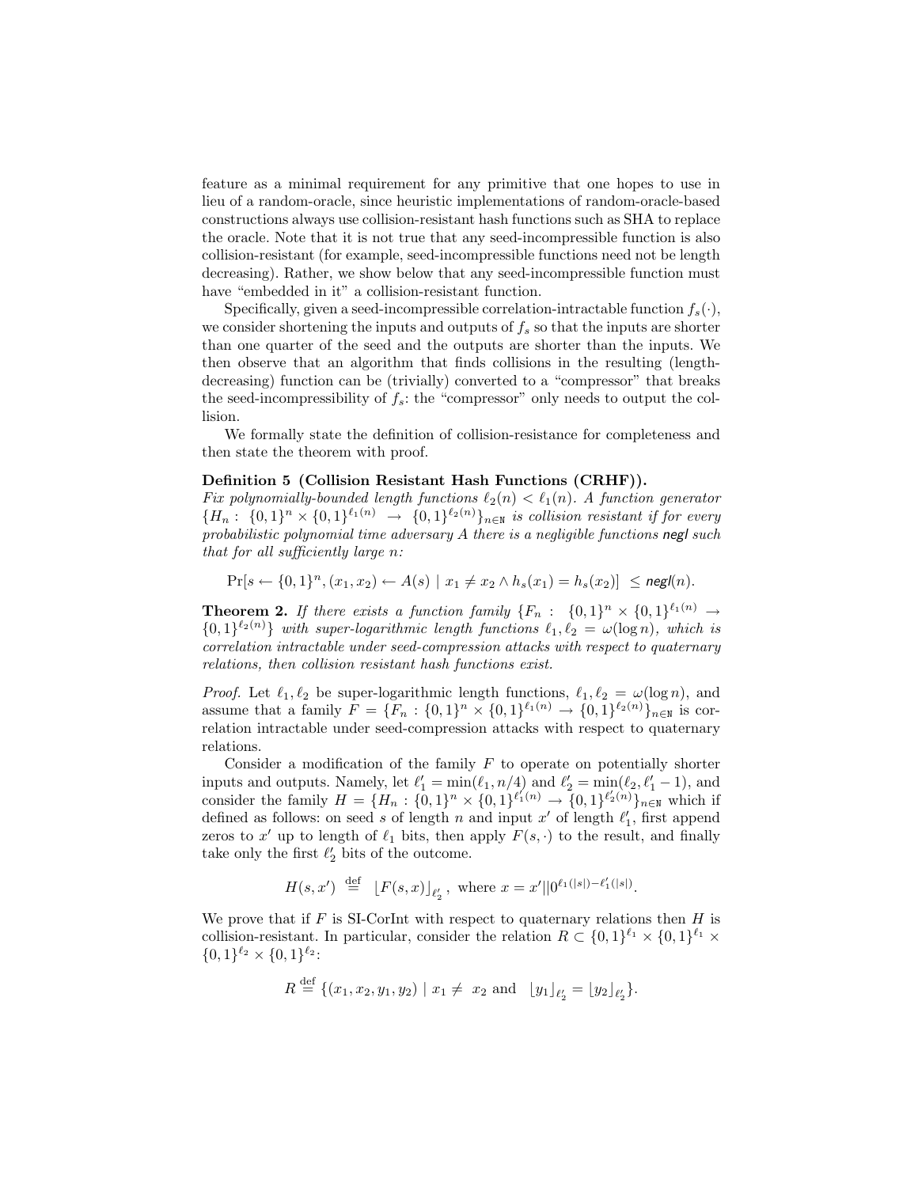feature as a minimal requirement for any primitive that one hopes to use in lieu of a random-oracle, since heuristic implementations of random-oracle-based constructions always use collision-resistant hash functions such as SHA to replace the oracle. Note that it is not true that any seed-incompressible function is also collision-resistant (for example, seed-incompressible functions need not be length decreasing). Rather, we show below that any seed-incompressible function must have "embedded in it" a collision-resistant function.

Specifically, given a seed-incompressible correlation-intractable function $f_s(\cdot)$, we consider shortening the inputs and outputs of $f_s$ so that the inputs are shorter than one quarter of the seed and the outputs are shorter than the inputs. We then observe that an algorithm that finds collisions in the resulting (length-decreasing) function can be (trivially) converted to a "compressor" that breaks the seed-incompressibility of $f_s$: the "compressor" only needs to output the collision.

We formally state the definition of collision-resistance for completeness and then state the theorem with proof.

**Definition 5 (Collision Resistant Hash Functions (CRHF)).** *Fix polynomially-bounded length functions $\ell_2(n) < \ell_1(n)$. A function generator $\{H_n : \{0,1\}^n \times \{0,1\}^{\ell_1(n)} \to \{0,1\}^{\ell_2(n)}\}_{n \in \mathbb{N}}$ is collision resistant if for every probabilistic polynomial time adversary $A$ there is a negligible functions $\mathsf{negl}$ such that for all sufficiently large $n$:*

$$\Pr[s \leftarrow \{0,1\}^n, (x_1, x_2) \leftarrow A(s) \mid x_1 \neq x_2 \wedge h_s(x_1) = h_s(x_2)] \leq \mathsf{negl}(n).$$

**Theorem 2.** *If there exists a function family $\{F_n : \{0,1\}^n \times \{0,1\}^{\ell_1(n)} \to \{0,1\}^{\ell_2(n)}\}$ with super-logarithmic length functions $\ell_1, \ell_2 = \omega(\log n)$, which is correlation intractable under seed-compression attacks with respect to quaternary relations, then collision resistant hash functions exist.*

*Proof.* Let $\ell_1, \ell_2$ be super-logarithmic length functions, $\ell_1, \ell_2 = \omega(\log n)$, and assume that a family $F = \{F_n : \{0,1\}^n \times \{0,1\}^{\ell_1(n)} \to \{0,1\}^{\ell_2(n)}\}_{n \in \mathbb{N}}$ is correlation intractable under seed-compression attacks with respect to quaternary relations.

Consider a modification of the family $F$ to operate on potentially shorter inputs and outputs. Namely, let $\ell_1' = \min(\ell_1, n/4)$ and $\ell_2' = \min(\ell_2, \ell_1' - 1)$, and consider the family $H = \{H_n : \{0,1\}^n \times \{0,1\}^{\ell_1'(n)} \to \{0,1\}^{\ell_2'(n)}\}_{n \in \mathbb{N}}$ which if defined as follows: on seed $s$ of length $n$ and input $x'$ of length $\ell_1'$, first append zeros to $x'$ up to length of $\ell_1$ bits, then apply $F(s, \cdot)$ to the result, and finally take only the first $\ell_2'$ bits of the outcome.

$$H(s, x') \stackrel{\text{def}}{=} \lfloor F(s, x) \rfloor_{\ell_2'}, \text{ where } x = x' || 0^{\ell_1(|s|) - \ell_1'(|s|)}.$$

We prove that if $F$ is SI-CorInt with respect to quaternary relations then $H$ is collision-resistant. In particular, consider the relation $R \subset \{0,1\}^{\ell_1} \times \{0,1\}^{\ell_1} \times \{0,1\}^{\ell_2} \times \{0,1\}^{\ell_2}$:

$$R \stackrel{\text{def}}{=} \{(x_1, x_2, y_1, y_2) \mid x_1 \neq x_2 \text{ and } \lfloor y_1 \rfloor_{\ell_2'} = \lfloor y_2 \rfloor_{\ell_2'}\}.$$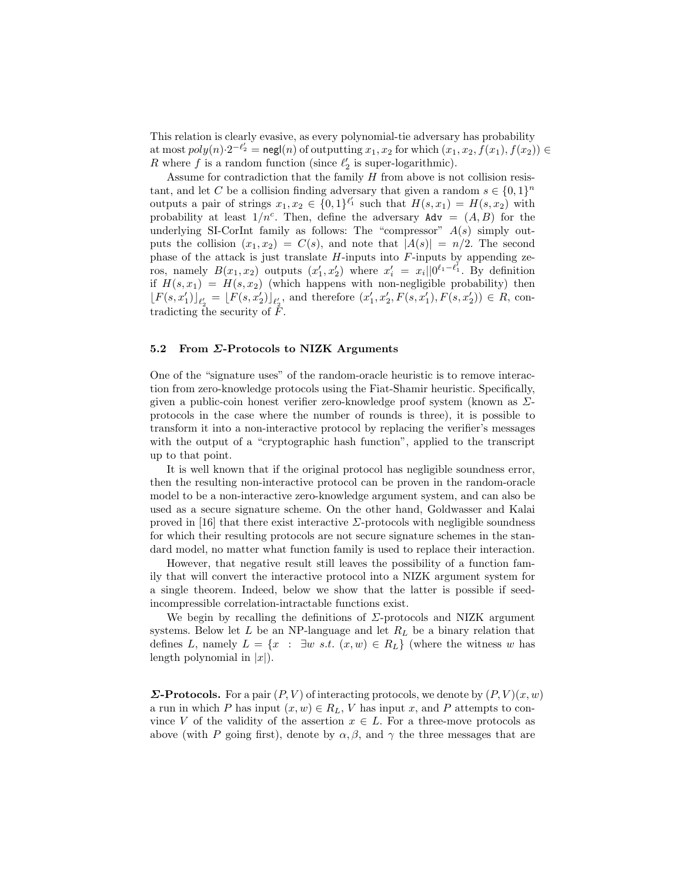This relation is clearly evasive, as every polynomial-tie adversary has probability at most $poly(n) \cdot 2^{-\ell_2'} = \mathsf{negl}(n)$ of outputting $x_1, x_2$ for which $(x_1, x_2, f(x_1), f(x_2)) \in R$ where $f$ is a random function (since $\ell_2'$ is super-logarithmic).

Assume for contradiction that the family $H$ from above is not collision resistant, and let $C$ be a collision finding adversary that given a random $s \in \{0,1\}^n$ outputs a pair of strings $x_1, x_2 \in \{0,1\}^{\ell_1'}$ such that $H(s, x_1) = H(s, x_2)$ with probability at least $1/n^c$. Then, define the adversary $\mathtt{Adv} = (A, B)$ for the underlying SI-CorInt family as follows: The "compressor" $A(s)$ simply outputs the collision $(x_1, x_2) = C(s)$, and note that $|A(s)| = n/2$. The second phase of the attack is just translate $H$-inputs into $F$-inputs by appending zeros, namely $B(x_1, x_2)$ outputs $(x_1', x_2')$ where $x_i' = x_i || 0^{\ell_1 - \ell_1'}$. By definition if $H(s, x_1) = H(s, x_2)$ (which happens with non-negligible probability) then $\lfloor F(s, x_1') \rfloor_{\ell_2'} = \lfloor F(s, x_2') \rfloor_{\ell_2'}$, and therefore $(x_1', x_2', F(s, x_1'), F(s, x_2')) \in R$, contradicting the security of $F$.

### 5.2 From $\Sigma$-Protocols to NIZK Arguments

One of the "signature uses" of the random-oracle heuristic is to remove interaction from zero-knowledge protocols using the Fiat-Shamir heuristic. Specifically, given a public-coin honest verifier zero-knowledge proof system (known as $\Sigma$-protocols in the case where the number of rounds is three), it is possible to transform it into a non-interactive protocol by replacing the verifier's messages with the output of a "cryptographic hash function", applied to the transcript up to that point.

It is well known that if the original protocol has negligible soundness error, then the resulting non-interactive protocol can be proven in the random-oracle model to be a non-interactive zero-knowledge argument system, and can also be used as a secure signature scheme. On the other hand, Goldwasser and Kalai proved in [16] that there exist interactive $\Sigma$-protocols with negligible soundness for which their resulting protocols are not secure signature schemes in the standard model, no matter what function family is used to replace their interaction.

However, that negative result still leaves the possibility of a function family that will convert the interactive protocol into a NIZK argument system for a single theorem. Indeed, below we show that the latter is possible if seed-incompressible correlation-intractable functions exist.

We begin by recalling the definitions of $\Sigma$-protocols and NIZK argument systems. Below let $L$ be an NP-language and let $R_L$ be a binary relation that defines $L$, namely $L = \{x \ : \ \exists w \ s.t. \ (x, w) \in R_L\}$ (where the witness $w$ has length polynomial in $|x|$).

**$\Sigma$-Protocols.** For a pair $(P, V)$ of interacting protocols, we denote by $(P, V)(x, w)$ a run in which $P$ has input $(x, w) \in R_L$, $V$ has input $x$, and $P$ attempts to convince $V$ of the validity of the assertion $x \in L$. For a three-move protocols as above (with $P$ going first), denote by $\alpha, \beta$, and $\gamma$ the three messages that are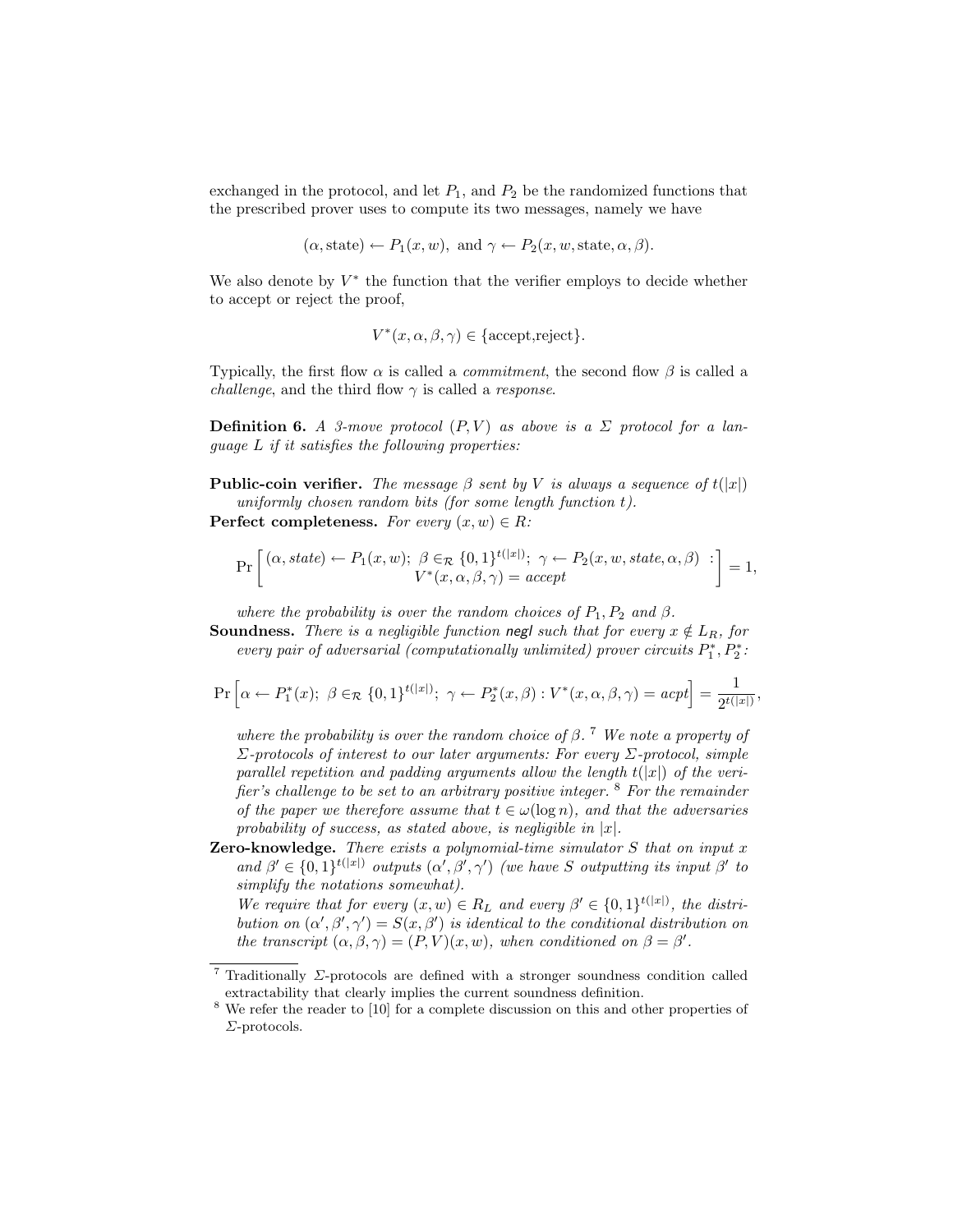exchanged in the protocol, and let $P_1$, and $P_2$ be the randomized functions that the prescribed prover uses to compute its two messages, namely we have

$$(\alpha, \text{state}) \leftarrow P_1(x, w), \text{ and } \gamma \leftarrow P_2(x, w, \text{state}, \alpha, \beta).$$

We also denote by $V^*$ the function that the verifier employs to decide whether to accept or reject the proof,

$$V^*(x, \alpha, \beta, \gamma) \in \{\text{accept,reject}\}.$$

Typically, the first flow $\alpha$ is called a *commitment*, the second flow $\beta$ is called a *challenge*, and the third flow $\gamma$ is called a *response*.

**Definition 6.** *A 3-move protocol $(P, V)$ as above is a $\Sigma$ protocol for a language $L$ if it satisfies the following properties:*

**Public-coin verifier.** *The message $\beta$ sent by $V$ is always a sequence of $t(|x|)$ uniformly chosen random bits (for some length function $t$).*

**Perfect completeness.** *For every $(x, w) \in R$:*

$$\Pr\left[\begin{array}{c}(\alpha, state) \leftarrow P_1(x, w);\ \beta \in_{\mathcal{R}} \{0,1\}^{t(|x|)};\ \gamma \leftarrow P_2(x, w, state, \alpha, \beta)\ : \\ V^*(x, \alpha, \beta, \gamma) = accept\end{array}\right] = 1,$$

*where the probability is over the random choices of $P_1, P_2$ and $\beta$.*

**Soundness.** *There is a negligible function* negl *such that for every $x \notin L_R$, for every pair of adversarial (computationally unlimited) prover circuits $P_1^*, P_2^*$:*

$$\Pr\left[\alpha \leftarrow P_1^*(x);\ \beta \in_{\mathcal{R}} \{0,1\}^{t(|x|)};\ \gamma \leftarrow P_2^*(x, \beta) : V^*(x, \alpha, \beta, \gamma) = acpt\right] = \frac{1}{2^{t(|x|)}},$$

*where the probability is over the random choice of $\beta$.* [7] *We note a property of $\Sigma$-protocols of interest to our later arguments: For every $\Sigma$-protocol, simple parallel repetition and padding arguments allow the length $t(|x|)$ of the verifier's challenge to be set to an arbitrary positive integer.* [8] *For the remainder of the paper we therefore assume that $t \in \omega(\log n)$, and that the adversaries probability of success, as stated above, is negligible in $|x|$.*

**Zero-knowledge.** *There exists a polynomial-time simulator $S$ that on input $x$ and $\beta' \in \{0,1\}^{t(|x|)}$ outputs $(\alpha', \beta', \gamma')$ (we have $S$ outputting its input $\beta'$ to simplify the notations somewhat).*

*We require that for every $(x, w) \in R_L$ and every $\beta' \in \{0,1\}^{t(|x|)}$, the distribution on $(\alpha', \beta', \gamma') = S(x, \beta')$ is identical to the conditional distribution on the transcript $(\alpha, \beta, \gamma) = (P, V)(x, w)$, when conditioned on $\beta = \beta'$.*

---

[7] Traditionally $\Sigma$-protocols are defined with a stronger soundness condition called extractability that clearly implies the current soundness definition.

[8] We refer the reader to [10] for a complete discussion on this and other properties of $\Sigma$-protocols.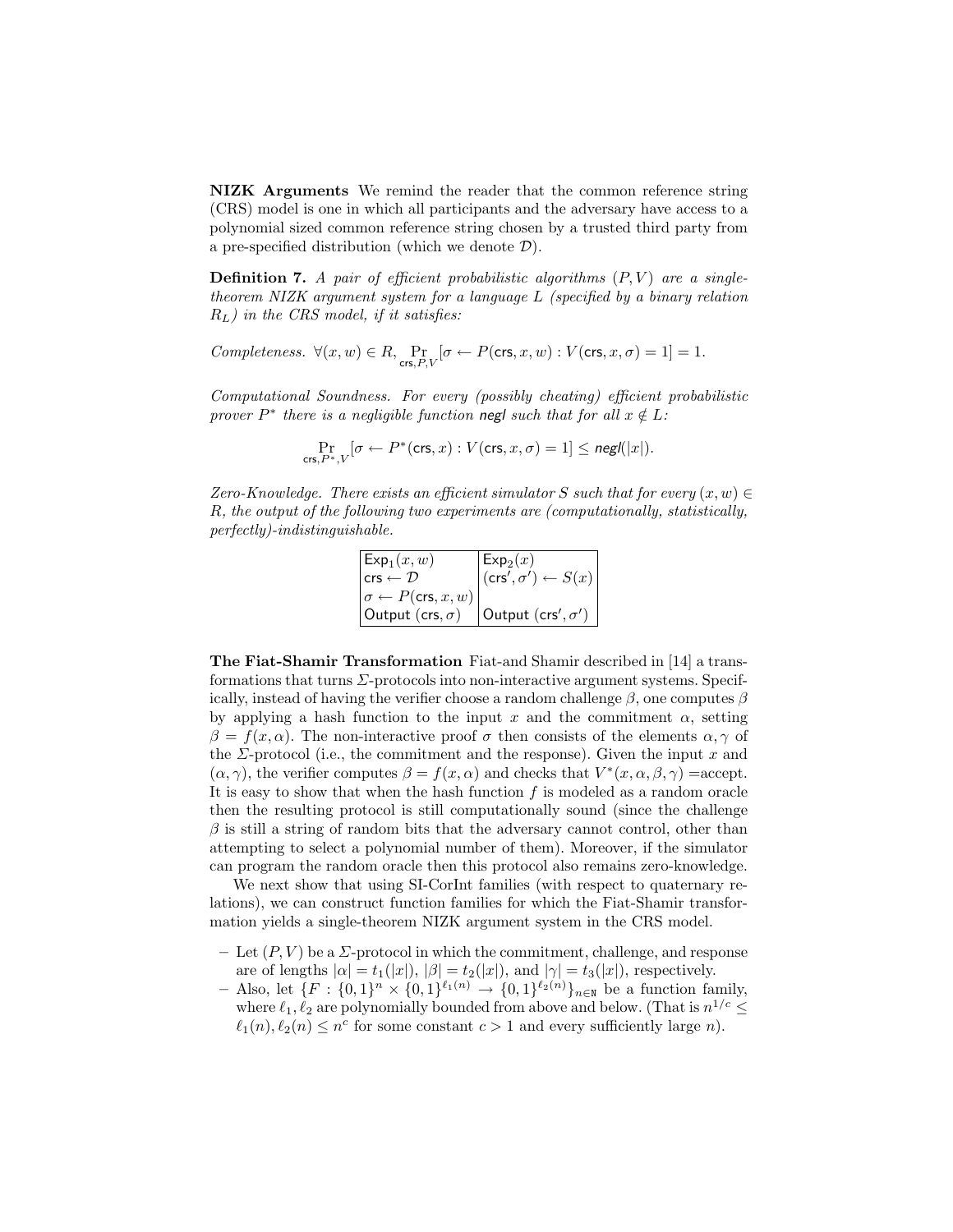**NIZK Arguments** We remind the reader that the common reference string (CRS) model is one in which all participants and the adversary have access to a polynomial sized common reference string chosen by a trusted third party from a pre-specified distribution (which we denote $\mathcal{D}$).

**Definition 7.** *A pair of efficient probabilistic algorithms $(P, V)$ are a single-theorem NIZK argument system for a language $L$ (specified by a binary relation $R_L$) in the CRS model, if it satisfies:*

*Completeness.* $\forall (x, w) \in R, \Pr_{\mathsf{crs}, P, V}[\sigma \leftarrow P(\mathsf{crs}, x, w) : V(\mathsf{crs}, x, \sigma) = 1] = 1.$

*Computational Soundness. For every (possibly cheating) efficient probabilistic prover $P^*$ there is a negligible function* negl *such that for all $x \notin L$:*

$$\Pr_{\mathsf{crs}, P^*, V}[\sigma \leftarrow P^*(\mathsf{crs}, x) : V(\mathsf{crs}, x, \sigma) = 1] \leq \mathsf{negl}(|x|).$$

*Zero-Knowledge. There exists an efficient simulator $S$ such that for every $(x, w) \in R$, the output of the following two experiments are (computationally, statistically, perfectly)-indistinguishable.*

| $\mathsf{Exp}_1(x, w)$ | $\mathsf{Exp}_2(x)$ |
|---|---|
| $\mathsf{crs} \leftarrow \mathcal{D}$ | $(\mathsf{crs}', \sigma') \leftarrow S(x)$ |
| $\sigma \leftarrow P(\mathsf{crs}, x, w)$ | |
| Output $(\mathsf{crs}, \sigma)$ | Output $(\mathsf{crs}', \sigma')$ |

**The Fiat-Shamir Transformation** Fiat-and Shamir described in [14] a transformations that turns $\Sigma$-protocols into non-interactive argument systems. Specifically, instead of having the verifier choose a random challenge $\beta$, one computes $\beta$ by applying a hash function to the input $x$ and the commitment $\alpha$, setting $\beta = f(x, \alpha)$. The non-interactive proof $\sigma$ then consists of the elements $\alpha, \gamma$ of the $\Sigma$-protocol (i.e., the commitment and the response). Given the input $x$ and $(\alpha, \gamma)$, the verifier computes $\beta = f(x, \alpha)$ and checks that $V^*(x, \alpha, \beta, \gamma)$ =accept. It is easy to show that when the hash function $f$ is modeled as a random oracle then the resulting protocol is still computationally sound (since the challenge $\beta$ is still a string of random bits that the adversary cannot control, other than attempting to select a polynomial number of them). Moreover, if the simulator can program the random oracle then this protocol also remains zero-knowledge.

We next show that using SI-CorInt families (with respect to quaternary relations), we can construct function families for which the Fiat-Shamir transformation yields a single-theorem NIZK argument system in the CRS model.

- Let $(P, V)$ be a $\Sigma$-protocol in which the commitment, challenge, and response are of lengths $|\alpha| = t_1(|x|)$, $|\beta| = t_2(|x|)$, and $|\gamma| = t_3(|x|)$, respectively.
- Also, let $\{F : \{0,1\}^n \times \{0,1\}^{\ell_1(n)} \to \{0,1\}^{\ell_2(n)}\}_{n \in \mathbb{N}}$ be a function family, where $\ell_1, \ell_2$ are polynomially bounded from above and below. (That is $n^{1/c} \leq \ell_1(n), \ell_2(n) \leq n^c$ for some constant $c > 1$ and every sufficiently large $n$).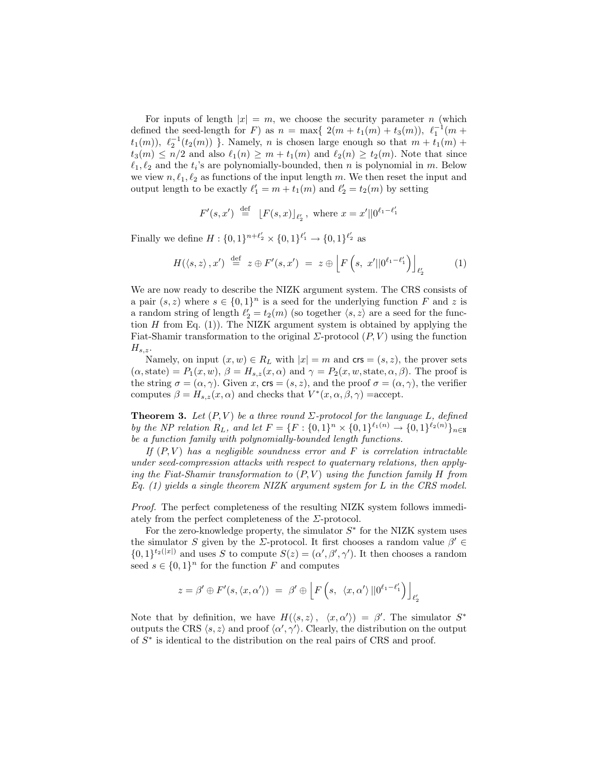For inputs of length $|x| = m$, we choose the security parameter $n$ (which defined the seed-length for $F$) as $n = \max\{\ 2(m + t_1(m) + t_3(m)),\ \ell_1^{-1}(m + t_1(m)),\ \ell_2^{-1}(t_2(m))\ \}$. Namely, $n$ is chosen large enough so that $m + t_1(m) + t_3(m) \leq n/2$ and also $\ell_1(n) \geq m + t_1(m)$ and $\ell_2(n) \geq t_2(m)$. Note that since $\ell_1, \ell_2$ and the $t_i$'s are polynomially-bounded, then $n$ is polynomial in $m$. Below we view $n, \ell_1, \ell_2$ as functions of the input length $m$. We then reset the input and output length to be exactly $\ell_1' = m + t_1(m)$ and $\ell_2' = t_2(m)$ by setting

$$F'(s, x') \stackrel{\text{def}}{=} \lfloor F(s, x) \rfloor_{\ell_2'}, \text{ where } x = x' || 0^{\ell_1 - \ell_1'}$$

Finally we define $H : \{0,1\}^{n+\ell_2'} \times \{0,1\}^{\ell_1'} \to \{0,1\}^{\ell_2'}$ as

$$H(\langle s, z \rangle, x') \stackrel{\text{def}}{=} z \oplus F'(s, x') = z \oplus \left\lfloor F\left(s,\ x' || 0^{\ell_1 - \ell_1'}\right) \right\rfloor_{\ell_2'} \tag{1}$$

We are now ready to describe the NIZK argument system. The CRS consists of a pair $(s, z)$ where $s \in \{0,1\}^n$ is a seed for the underlying function $F$ and $z$ is a random string of length $\ell_2' = t_2(m)$ (so together $\langle s, z \rangle$ are a seed for the function $H$ from Eq. (1)). The NIZK argument system is obtained by applying the Fiat-Shamir transformation to the original $\Sigma$-protocol $(P, V)$ using the function $H_{s,z}$.

Namely, on input $(x, w) \in R_L$ with $|x| = m$ and $\mathsf{crs} = (s, z)$, the prover sets $(\alpha, \text{state}) = P_1(x, w)$, $\beta = H_{s,z}(x, \alpha)$ and $\gamma = P_2(x, w, \text{state}, \alpha, \beta)$. The proof is the string $\sigma = (\alpha, \gamma)$. Given $x$, $\mathsf{crs} = (s, z)$, and the proof $\sigma = (\alpha, \gamma)$, the verifier computes $\beta = H_{s,z}(x, \alpha)$ and checks that $V^*(x, \alpha, \beta, \gamma)$ =accept.

**Theorem 3.** *Let $(P, V)$ be a three round $\Sigma$-protocol for the language $L$, defined by the NP relation $R_L$, and let $F = \{F : \{0,1\}^n \times \{0,1\}^{\ell_1(n)} \to \{0,1\}^{\ell_2(n)}\}_{n \in \mathbb{N}}$ be a function family with polynomially-bounded length functions.*

*If $(P, V)$ has a negligible soundness error and $F$ is correlation intractable under seed-compression attacks with respect to quaternary relations, then applying the Fiat-Shamir transformation to $(P, V)$ using the function family $H$ from Eq. (1) yields a single theorem NIZK argument system for $L$ in the CRS model.*

*Proof.* The perfect completeness of the resulting NIZK system follows immediately from the perfect completeness of the $\Sigma$-protocol.

For the zero-knowledge property, the simulator $S^*$ for the NIZK system uses the simulator $S$ given by the $\Sigma$-protocol. It first chooses a random value $\beta' \in \{0,1\}^{t_2(|x|)}$ and uses $S$ to compute $S(z) = (\alpha', \beta', \gamma')$. It then chooses a random seed $s \in \{0,1\}^n$ for the function $F$ and computes

$$z = \beta' \oplus F'(s, \langle x, \alpha' \rangle) = \beta' \oplus \left\lfloor F\left(s,\ \langle x, \alpha' \rangle || 0^{\ell_1 - \ell_1'}\right) \right\rfloor_{\ell_2'}$$

Note that by definition, we have $H(\langle s, z \rangle,\ \langle x, \alpha' \rangle) = \beta'$. The simulator $S^*$ outputs the CRS $\langle s, z \rangle$ and proof $\langle \alpha', \gamma' \rangle$. Clearly, the distribution on the output of $S^*$ is identical to the distribution on the real pairs of CRS and proof.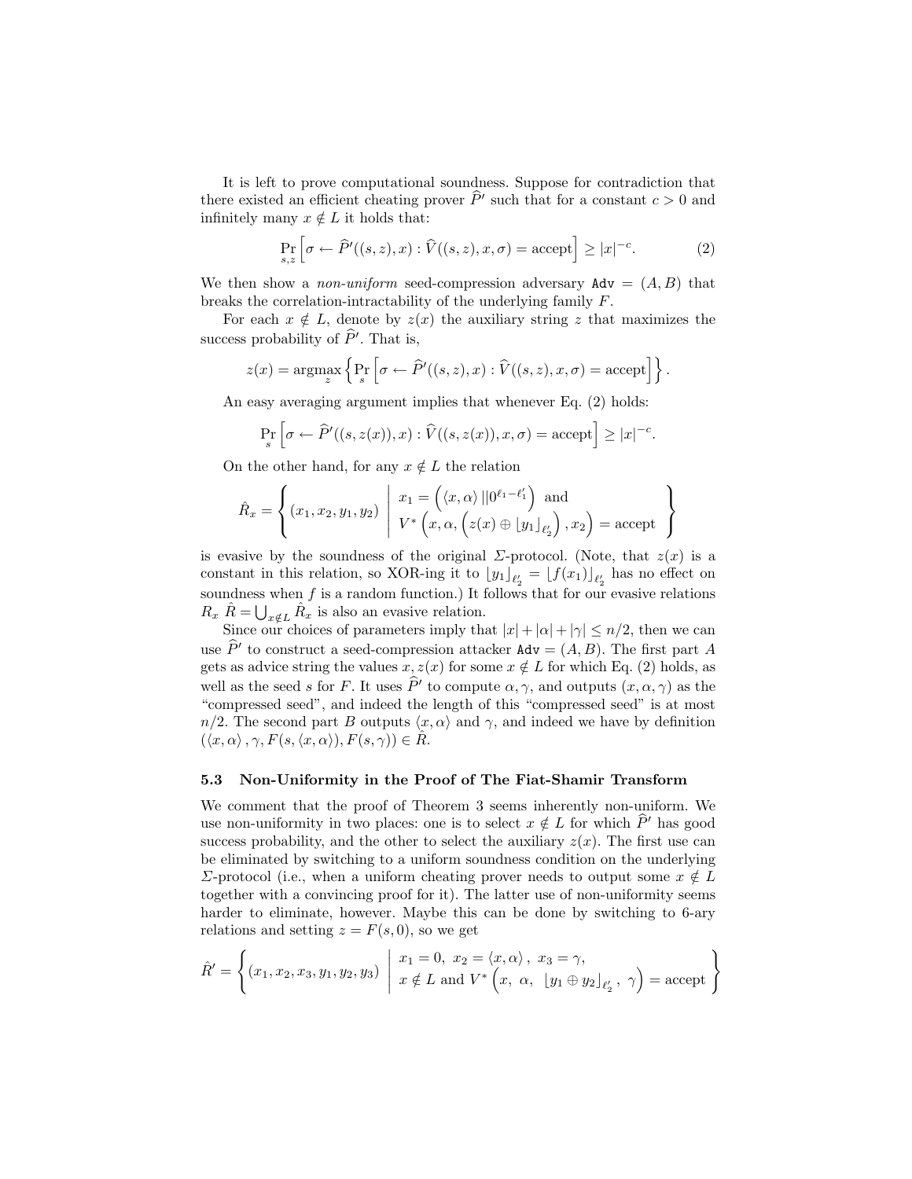It is left to prove computational soundness. Suppose for contradiction that there existed an efficient cheating prover $\widehat{P}'$ such that for a constant $c > 0$ and infinitely many $x \notin L$ it holds that:

$$\Pr_{s,z}\left[\sigma \leftarrow \widehat{P}'((s,z),x) : \widehat{V}((s,z),x,\sigma) = \text{accept}\right] \geq |x|^{-c}. \tag{2}$$

We then show a *non-uniform* seed-compression adversary $\texttt{Adv} = (A, B)$ that breaks the correlation-intractability of the underlying family $F$.

For each $x \notin L$, denote by $z(x)$ the auxiliary string $z$ that maximizes the success probability of $\widehat{P}'$. That is,

$$z(x) = \operatorname*{argmax}_z \left\{ \Pr_s \left[\sigma \leftarrow \widehat{P}'((s,z),x) : \widehat{V}((s,z),x,\sigma) = \text{accept}\right]\right\}.$$

An easy averaging argument implies that whenever Eq. (2) holds:

$$\Pr_s\left[\sigma \leftarrow \widehat{P}'((s,z(x)),x) : \widehat{V}((s,z(x)),x,\sigma) = \text{accept}\right] \geq |x|^{-c}.$$

On the other hand, for any $x \notin L$ the relation

$$\hat{R}_x = \left\{ (x_1, x_2, y_1, y_2) \;\middle|\; \begin{array}{l} x_1 = \left(\langle x, \alpha \rangle \,||0^{\ell_1 - \ell_1'}\right) \text{ and} \\ V^*\left(x, \alpha, \left(z(x) \oplus \lfloor y_1 \rfloor_{\ell_2'}\right), x_2\right) = \text{accept} \end{array} \right\}$$

is evasive by the soundness of the original $\Sigma$-protocol. (Note, that $z(x)$ is a constant in this relation, so XOR-ing it to $\lfloor y_1 \rfloor_{\ell_2'} = \lfloor f(x_1) \rfloor_{\ell_2'}$ has no effect on soundness when $f$ is a random function.) It follows that for our evasive relations $R_x$ $\hat{R} = \bigcup_{x \notin L} \hat{R}_x$ is also an evasive relation.

Since our choices of parameters imply that $|x| + |\alpha| + |\gamma| \leq n/2$, then we can use $\widehat{P}'$ to construct a seed-compression attacker $\texttt{Adv} = (A, B)$. The first part $A$ gets as advice string the values $x, z(x)$ for some $x \notin L$ for which Eq. (2) holds, as well as the seed $s$ for $F$. It uses $\widehat{P}'$ to compute $\alpha, \gamma$, and outputs $(x, \alpha, \gamma)$ as the "compressed seed", and indeed the length of this "compressed seed" is at most $n/2$. The second part $B$ outputs $\langle x, \alpha \rangle$ and $\gamma$, and indeed we have by definition $(\langle x, \alpha \rangle, \gamma, F(s, \langle x, \alpha \rangle), F(s, \gamma)) \in \hat{R}$.

### 5.3 Non-Uniformity in the Proof of The Fiat-Shamir Transform

We comment that the proof of Theorem 3 seems inherently non-uniform. We use non-uniformity in two places: one is to select $x \notin L$ for which $\widehat{P}'$ has good success probability, and the other to select the auxiliary $z(x)$. The first use can be eliminated by switching to a uniform soundness condition on the underlying $\Sigma$-protocol (i.e., when a uniform cheating prover needs to output some $x \notin L$ together with a convincing proof for it). The latter use of non-uniformity seems harder to eliminate, however. Maybe this can be done by switching to 6-ary relations and setting $z = F(s, 0)$, so we get

$$\hat{R}' = \left\{ (x_1, x_2, x_3, y_1, y_2, y_3) \;\middle|\; \begin{array}{l} x_1 = 0,\ x_2 = \langle x, \alpha \rangle,\ x_3 = \gamma, \\ x \notin L \text{ and } V^*\left(x,\ \alpha,\ \lfloor y_1 \oplus y_2 \rfloor_{\ell_2'},\ \gamma\right) = \text{accept} \end{array} \right\}$$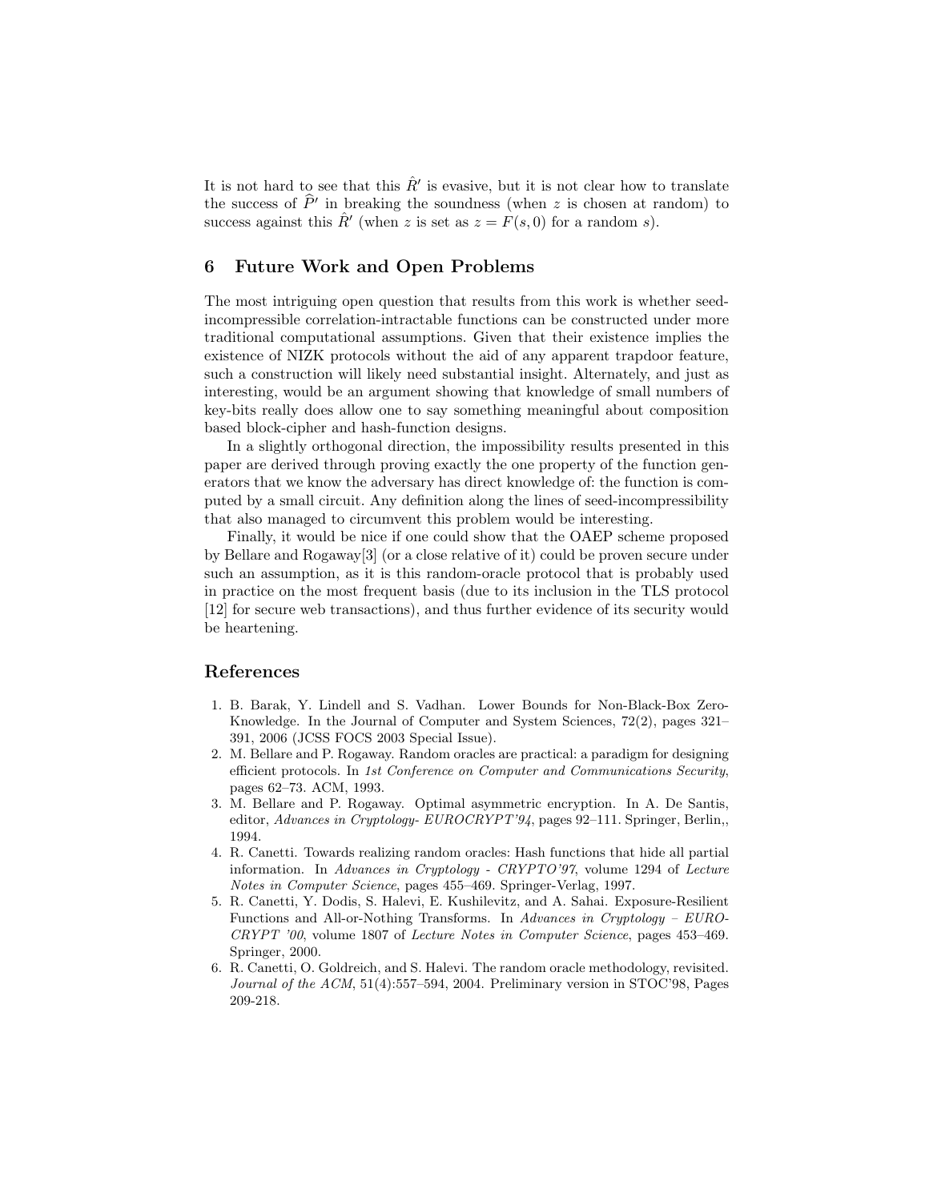It is not hard to see that this $\hat{R}'$ is evasive, but it is not clear how to translate the success of $\widehat{P}'$ in breaking the soundness (when $z$ is chosen at random) to success against this $\hat{R}'$ (when $z$ is set as $z = F(s, 0)$ for a random $s$).

## 6 Future Work and Open Problems

The most intriguing open question that results from this work is whether seed-incompressible correlation-intractable functions can be constructed under more traditional computational assumptions. Given that their existence implies the existence of NIZK protocols without the aid of any apparent trapdoor feature, such a construction will likely need substantial insight. Alternately, and just as interesting, would be an argument showing that knowledge of small numbers of key-bits really does allow one to say something meaningful about composition based block-cipher and hash-function designs.

In a slightly orthogonal direction, the impossibility results presented in this paper are derived through proving exactly the one property of the function generators that we know the adversary has direct knowledge of: the function is computed by a small circuit. Any definition along the lines of seed-incompressibility that also managed to circumvent this problem would be interesting.

Finally, it would be nice if one could show that the OAEP scheme proposed by Bellare and Rogaway[3] (or a close relative of it) could be proven secure under such an assumption, as it is this random-oracle protocol that is probably used in practice on the most frequent basis (due to its inclusion in the TLS protocol [12] for secure web transactions), and thus further evidence of its security would be heartening.

## References

1. B. Barak, Y. Lindell and S. Vadhan. Lower Bounds for Non-Black-Box Zero-Knowledge. In the Journal of Computer and System Sciences, 72(2), pages 321–391, 2006 (JCSS FOCS 2003 Special Issue).
2. M. Bellare and P. Rogaway. Random oracles are practical: a paradigm for designing efficient protocols. In *1st Conference on Computer and Communications Security*, pages 62–73. ACM, 1993.
3. M. Bellare and P. Rogaway. Optimal asymmetric encryption. In A. De Santis, editor, *Advances in Cryptology- EUROCRYPT'94*, pages 92–111. Springer, Berlin,, 1994.
4. R. Canetti. Towards realizing random oracles: Hash functions that hide all partial information. In *Advances in Cryptology - CRYPTO'97*, volume 1294 of *Lecture Notes in Computer Science*, pages 455–469. Springer-Verlag, 1997.
5. R. Canetti, Y. Dodis, S. Halevi, E. Kushilevitz, and A. Sahai. Exposure-Resilient Functions and All-or-Nothing Transforms. In *Advances in Cryptology – EUROCRYPT '00*, volume 1807 of *Lecture Notes in Computer Science*, pages 453–469. Springer, 2000.
6. R. Canetti, O. Goldreich, and S. Halevi. The random oracle methodology, revisited. *Journal of the ACM*, 51(4):557–594, 2004. Preliminary version in STOC'98, Pages 209-218.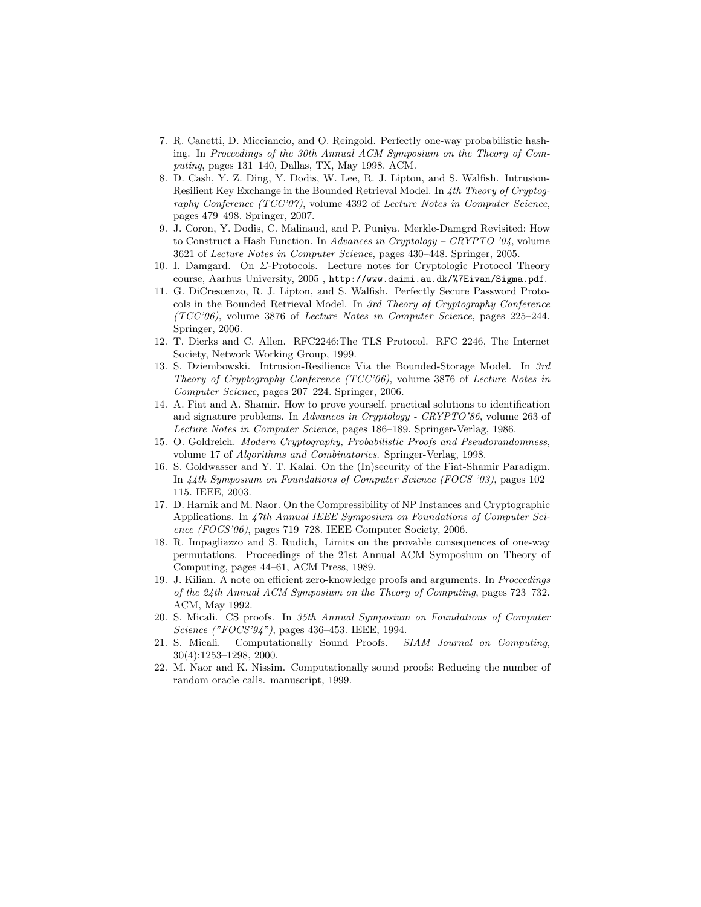7. R. Canetti, D. Micciancio, and O. Reingold. Perfectly one-way probabilistic hashing. In *Proceedings of the 30th Annual ACM Symposium on the Theory of Computing*, pages 131–140, Dallas, TX, May 1998. ACM.
8. D. Cash, Y. Z. Ding, Y. Dodis, W. Lee, R. J. Lipton, and S. Walfish. Intrusion-Resilient Key Exchange in the Bounded Retrieval Model. In *4th Theory of Cryptography Conference (TCC'07)*, volume 4392 of *Lecture Notes in Computer Science*, pages 479–498. Springer, 2007.
9. J. Coron, Y. Dodis, C. Malinaud, and P. Puniya. Merkle-Damgrd Revisited: How to Construct a Hash Function. In *Advances in Cryptology – CRYPTO '04*, volume 3621 of *Lecture Notes in Computer Science*, pages 430–448. Springer, 2005.
10. I. Damgard. On *Σ*-Protocols. Lecture notes for Cryptologic Protocol Theory course, Aarhus University, 2005 , `http://www.daimi.au.dk/%7Eivan/Sigma.pdf`.
11. G. DiCrescenzo, R. J. Lipton, and S. Walfish. Perfectly Secure Password Protocols in the Bounded Retrieval Model. In *3rd Theory of Cryptography Conference (TCC'06)*, volume 3876 of *Lecture Notes in Computer Science*, pages 225–244. Springer, 2006.
12. T. Dierks and C. Allen. RFC2246:The TLS Protocol. RFC 2246, The Internet Society, Network Working Group, 1999.
13. S. Dziembowski. Intrusion-Resilience Via the Bounded-Storage Model. In *3rd Theory of Cryptography Conference (TCC'06)*, volume 3876 of *Lecture Notes in Computer Science*, pages 207–224. Springer, 2006.
14. A. Fiat and A. Shamir. How to prove yourself. practical solutions to identification and signature problems. In *Advances in Cryptology - CRYPTO'86*, volume 263 of *Lecture Notes in Computer Science*, pages 186–189. Springer-Verlag, 1986.
15. O. Goldreich. *Modern Cryptography, Probabilistic Proofs and Pseudorandomness*, volume 17 of *Algorithms and Combinatorics*. Springer-Verlag, 1998.
16. S. Goldwasser and Y. T. Kalai. On the (In)security of the Fiat-Shamir Paradigm. In *44th Symposium on Foundations of Computer Science (FOCS '03)*, pages 102–115. IEEE, 2003.
17. D. Harnik and M. Naor. On the Compressibility of NP Instances and Cryptographic Applications. In *47th Annual IEEE Symposium on Foundations of Computer Science (FOCS'06)*, pages 719–728. IEEE Computer Society, 2006.
18. R. Impagliazzo and S. Rudich, Limits on the provable consequences of one-way permutations. Proceedings of the 21st Annual ACM Symposium on Theory of Computing, pages 44–61, ACM Press, 1989.
19. J. Kilian. A note on efficient zero-knowledge proofs and arguments. In *Proceedings of the 24th Annual ACM Symposium on the Theory of Computing*, pages 723–732. ACM, May 1992.
20. S. Micali. CS proofs. In *35th Annual Symposium on Foundations of Computer Science ("FOCS'94")*, pages 436–453. IEEE, 1994.
21. S. Micali. Computationally Sound Proofs. *SIAM Journal on Computing*, 30(4):1253–1298, 2000.
22. M. Naor and K. Nissim. Computationally sound proofs: Reducing the number of random oracle calls. manuscript, 1999.